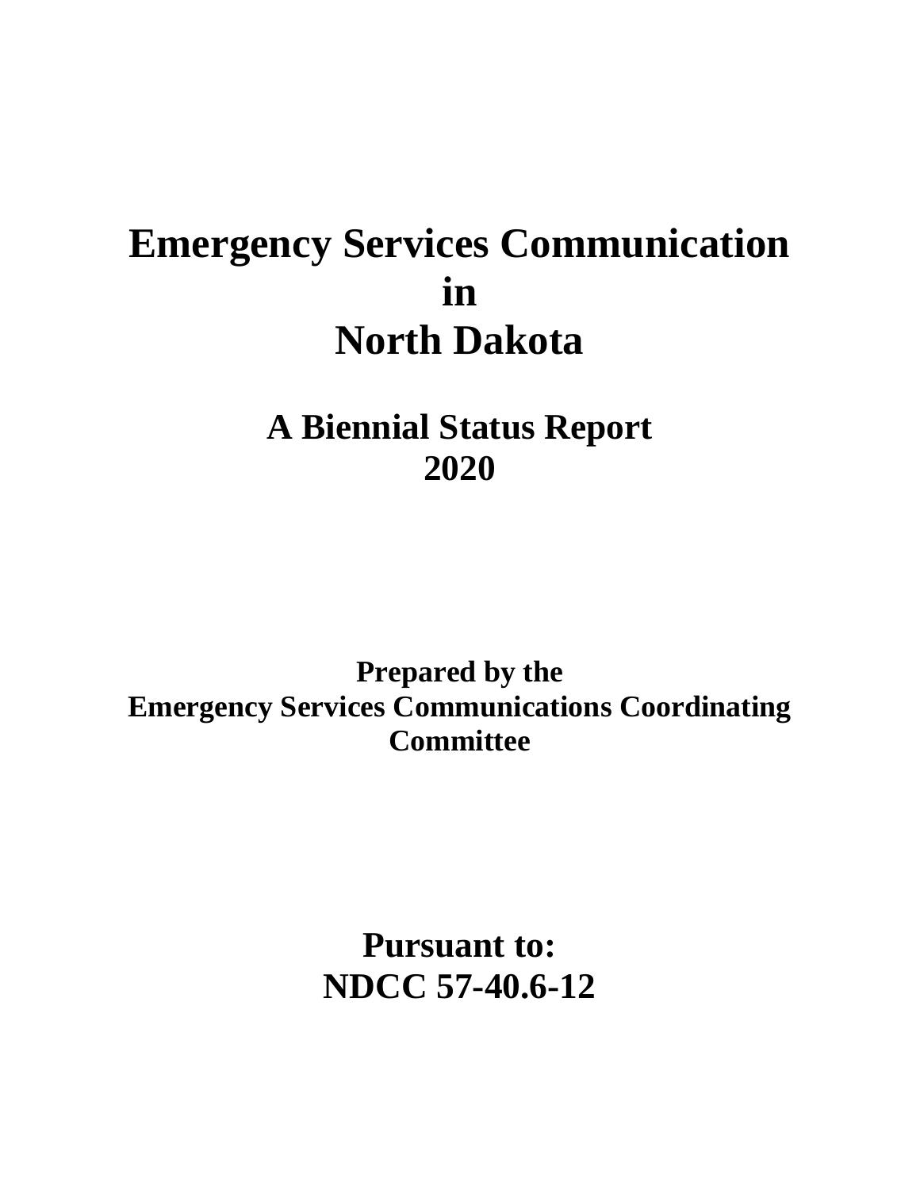# Emergency Services Communication in North Dakota

## A Biennial Status Report 2020

**Prepared by the Emergency Services Communications Coordinating Committee**

## Pursuant to: NDCC 57-40.6-12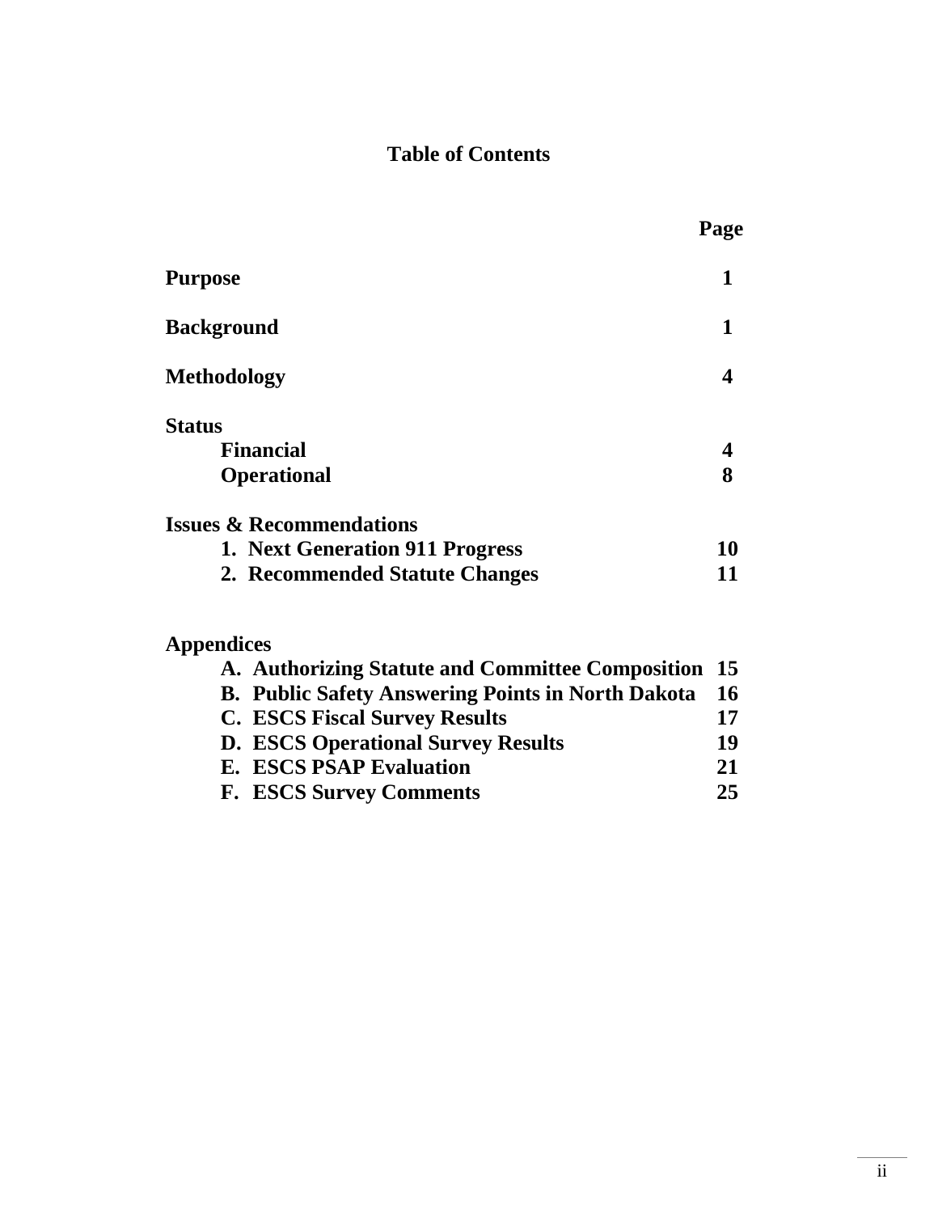# Table of Contents

| | Page |
|---|---|
| **Purpose** | **1** |
| **Background** | **1** |
| **Methodology** | **4** |
| **Status** | |
| **Financial** | **4** |
| **Operational** | **8** |
| **Issues & Recommendations** | |
| **1. Next Generation 911 Progress** | **10** |
| **2. Recommended Statute Changes** | **11** |
| **Appendices** | |
| **A. Authorizing Statute and Committee Composition** | **15** |
| **B. Public Safety Answering Points in North Dakota** | **16** |
| **C. ESCS Fiscal Survey Results** | **17** |
| **D. ESCS Operational Survey Results** | **19** |
| **E. ESCS PSAP Evaluation** | **21** |
| **F. ESCS Survey Comments** | **25** |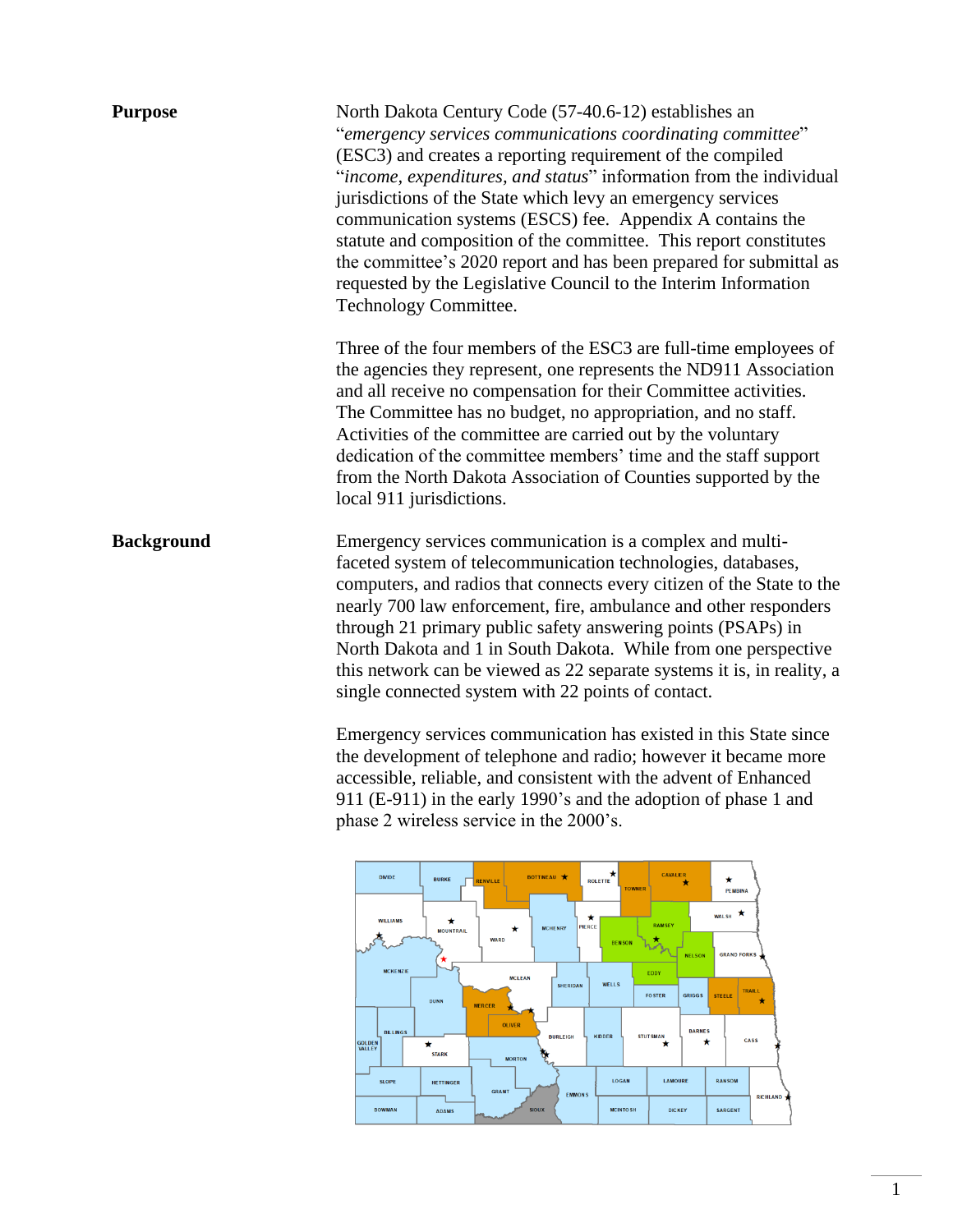**Purpose**

North Dakota Century Code (57-40.6-12) establishes an "*emergency services communications coordinating committee*" (ESC3) and creates a reporting requirement of the compiled "*income, expenditures, and status*" information from the individual jurisdictions of the State which levy an emergency services communication systems (ESCS) fee. Appendix A contains the statute and composition of the committee. This report constitutes the committee's 2020 report and has been prepared for submittal as requested by the Legislative Council to the Interim Information Technology Committee.

Three of the four members of the ESC3 are full-time employees of the agencies they represent, one represents the ND911 Association and all receive no compensation for their Committee activities. The Committee has no budget, no appropriation, and no staff. Activities of the committee are carried out by the voluntary dedication of the committee members' time and the staff support from the North Dakota Association of Counties supported by the local 911 jurisdictions.

**Background**

Emergency services communication is a complex and multi-faceted system of telecommunication technologies, databases, computers, and radios that connects every citizen of the State to the nearly 700 law enforcement, fire, ambulance and other responders through 21 primary public safety answering points (PSAPs) in North Dakota and 1 in South Dakota. While from one perspective this network can be viewed as 22 separate systems it is, in reality, a single connected system with 22 points of contact.

Emergency services communication has existed in this State since the development of telephone and radio; however it became more accessible, reliable, and consistent with the advent of Enhanced 911 (E-911) in the early 1990's and the adoption of phase 1 and phase 2 wireless service in the 2000's.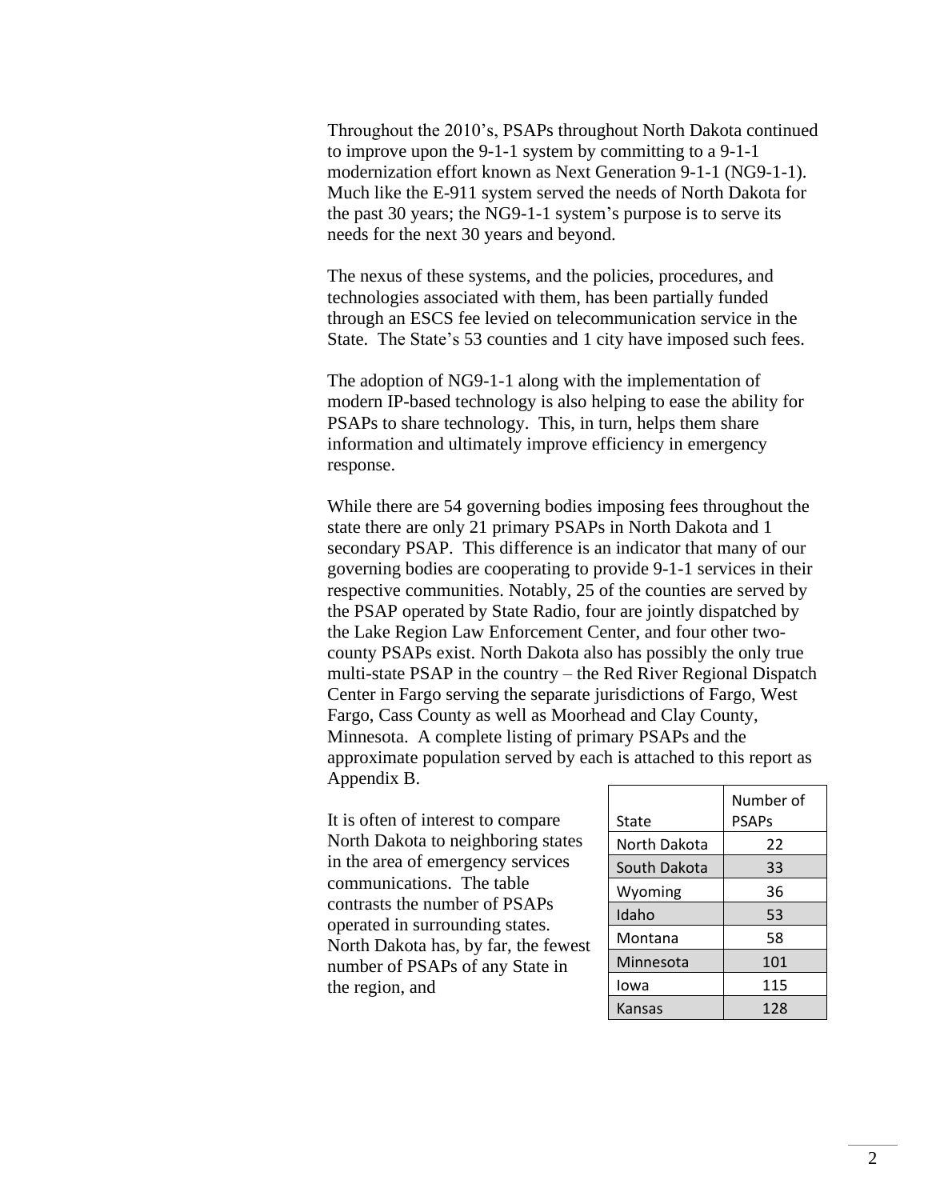Throughout the 2010's, PSAPs throughout North Dakota continued to improve upon the 9-1-1 system by committing to a 9-1-1 modernization effort known as Next Generation 9-1-1 (NG9-1-1). Much like the E-911 system served the needs of North Dakota for the past 30 years; the NG9-1-1 system's purpose is to serve its needs for the next 30 years and beyond.

The nexus of these systems, and the policies, procedures, and technologies associated with them, has been partially funded through an ESCS fee levied on telecommunication service in the State. The State's 53 counties and 1 city have imposed such fees.

The adoption of NG9-1-1 along with the implementation of modern IP-based technology is also helping to ease the ability for PSAPs to share technology. This, in turn, helps them share information and ultimately improve efficiency in emergency response.

While there are 54 governing bodies imposing fees throughout the state there are only 21 primary PSAPs in North Dakota and 1 secondary PSAP. This difference is an indicator that many of our governing bodies are cooperating to provide 9-1-1 services in their respective communities. Notably, 25 of the counties are served by the PSAP operated by State Radio, four are jointly dispatched by the Lake Region Law Enforcement Center, and four other two-county PSAPs exist. North Dakota also has possibly the only true multi-state PSAP in the country – the Red River Regional Dispatch Center in Fargo serving the separate jurisdictions of Fargo, West Fargo, Cass County as well as Moorhead and Clay County, Minnesota. A complete listing of primary PSAPs and the approximate population served by each is attached to this report as Appendix B.

It is often of interest to compare North Dakota to neighboring states in the area of emergency services communications. The table contrasts the number of PSAPs operated in surrounding states. North Dakota has, by far, the fewest number of PSAPs of any State in the region, and

| State | Number of PSAPs |
|---|---|
| North Dakota | 22 |
| South Dakota | 33 |
| Wyoming | 36 |
| Idaho | 53 |
| Montana | 58 |
| Minnesota | 101 |
| Iowa | 115 |
| Kansas | 128 |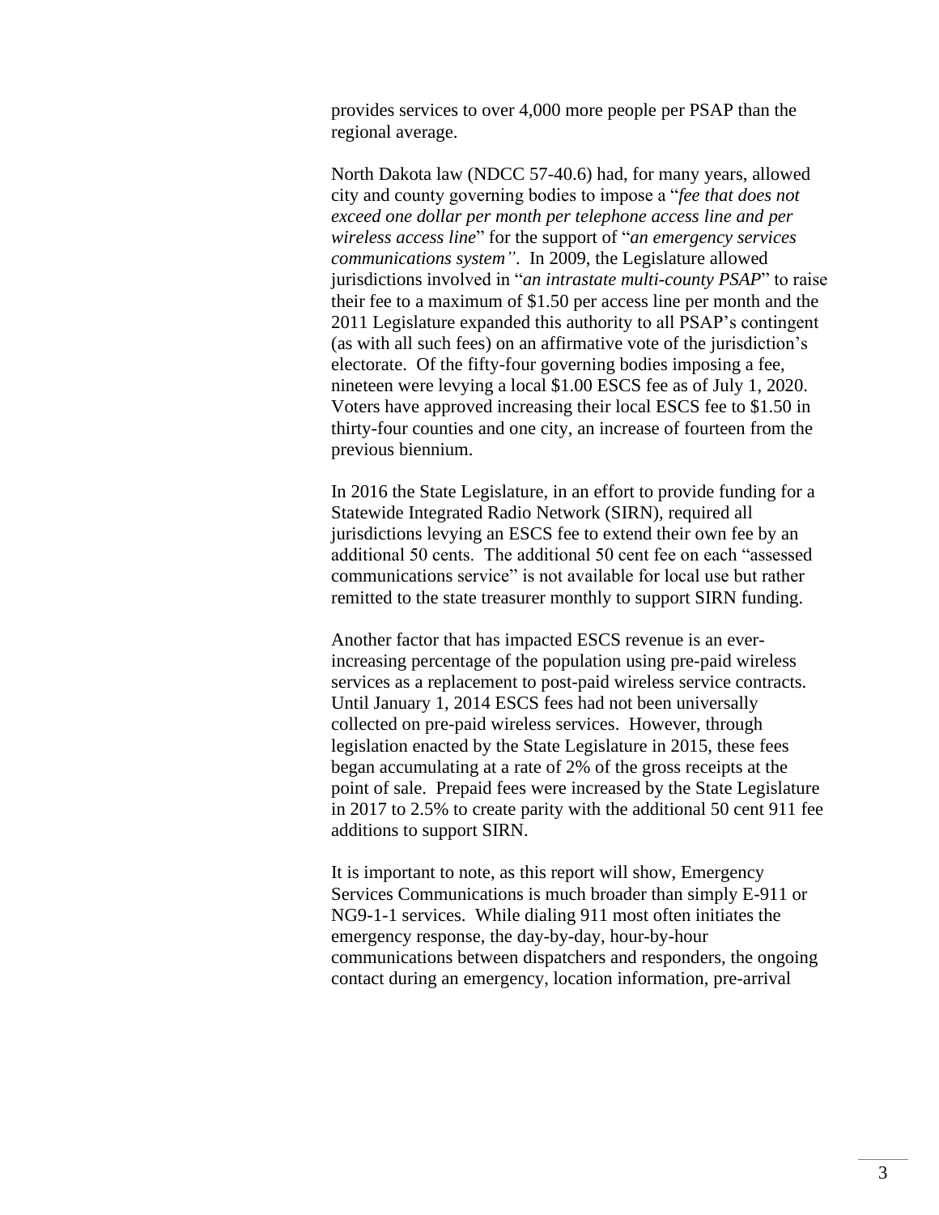provides services to over 4,000 more people per PSAP than the regional average.

North Dakota law (NDCC 57-40.6) had, for many years, allowed city and county governing bodies to impose a "*fee that does not exceed one dollar per month per telephone access line and per wireless access line*" for the support of "*an emergency services communications system"*. In 2009, the Legislature allowed jurisdictions involved in "*an intrastate multi-county PSAP*" to raise their fee to a maximum of $1.50 per access line per month and the 2011 Legislature expanded this authority to all PSAP's contingent (as with all such fees) on an affirmative vote of the jurisdiction's electorate. Of the fifty-four governing bodies imposing a fee, nineteen were levying a local $1.00 ESCS fee as of July 1, 2020. Voters have approved increasing their local ESCS fee to $1.50 in thirty-four counties and one city, an increase of fourteen from the previous biennium.

In 2016 the State Legislature, in an effort to provide funding for a Statewide Integrated Radio Network (SIRN), required all jurisdictions levying an ESCS fee to extend their own fee by an additional 50 cents. The additional 50 cent fee on each "assessed communications service" is not available for local use but rather remitted to the state treasurer monthly to support SIRN funding.

Another factor that has impacted ESCS revenue is an ever-increasing percentage of the population using pre-paid wireless services as a replacement to post-paid wireless service contracts. Until January 1, 2014 ESCS fees had not been universally collected on pre-paid wireless services. However, through legislation enacted by the State Legislature in 2015, these fees began accumulating at a rate of 2% of the gross receipts at the point of sale. Prepaid fees were increased by the State Legislature in 2017 to 2.5% to create parity with the additional 50 cent 911 fee additions to support SIRN.

It is important to note, as this report will show, Emergency Services Communications is much broader than simply E-911 or NG9-1-1 services. While dialing 911 most often initiates the emergency response, the day-by-day, hour-by-hour communications between dispatchers and responders, the ongoing contact during an emergency, location information, pre-arrival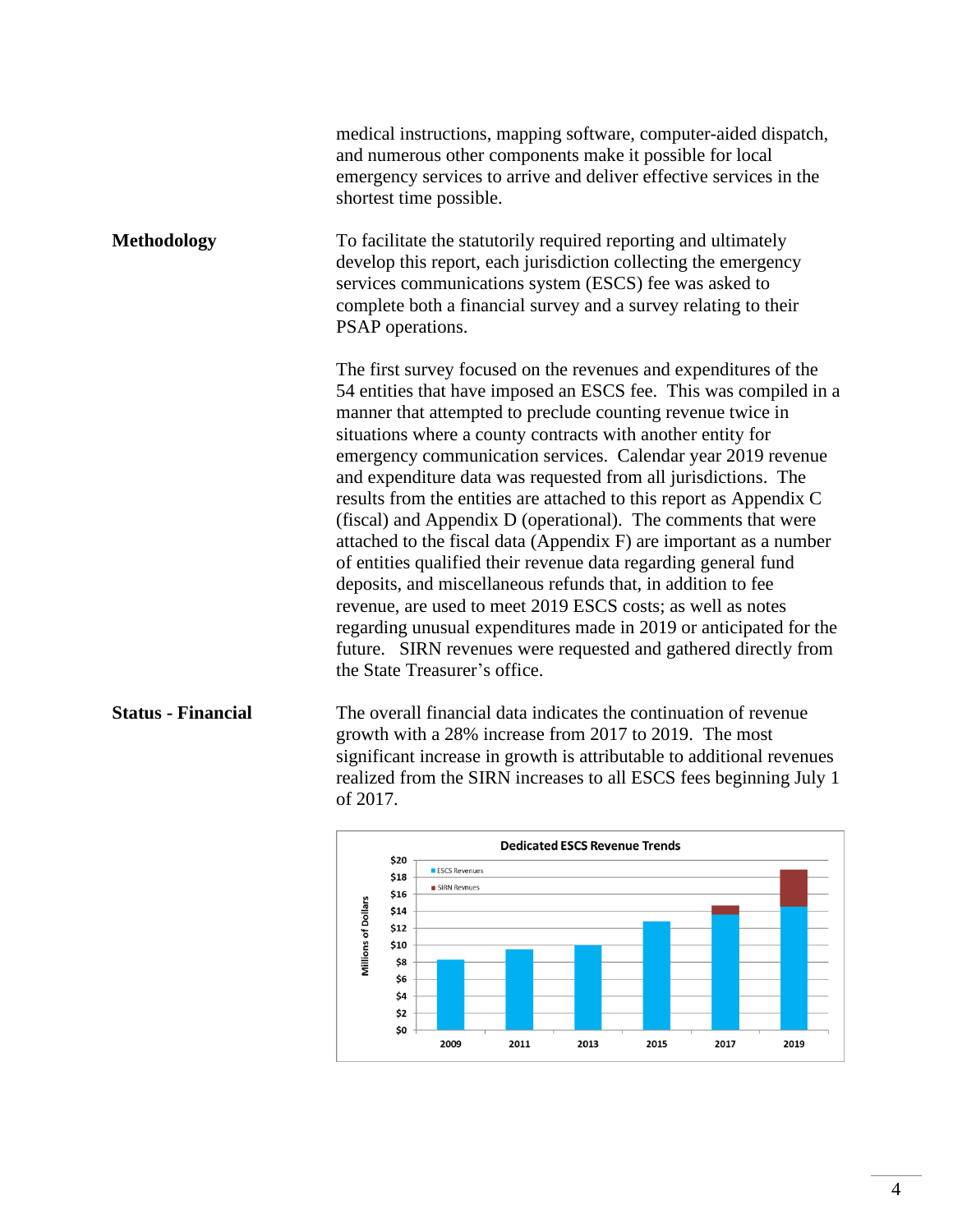medical instructions, mapping software, computer-aided dispatch, and numerous other components make it possible for local emergency services to arrive and deliver effective services in the shortest time possible.

**Methodology**

To facilitate the statutorily required reporting and ultimately develop this report, each jurisdiction collecting the emergency services communications system (ESCS) fee was asked to complete both a financial survey and a survey relating to their PSAP operations.

The first survey focused on the revenues and expenditures of the 54 entities that have imposed an ESCS fee. This was compiled in a manner that attempted to preclude counting revenue twice in situations where a county contracts with another entity for emergency communication services. Calendar year 2019 revenue and expenditure data was requested from all jurisdictions. The results from the entities are attached to this report as Appendix C (fiscal) and Appendix D (operational). The comments that were attached to the fiscal data (Appendix F) are important as a number of entities qualified their revenue data regarding general fund deposits, and miscellaneous refunds that, in addition to fee revenue, are used to meet 2019 ESCS costs; as well as notes regarding unusual expenditures made in 2019 or anticipated for the future. SIRN revenues were requested and gathered directly from the State Treasurer's office.

**Status - Financial**

The overall financial data indicates the continuation of revenue growth with a 28% increase from 2017 to 2019. The most significant increase in growth is attributable to additional revenues realized from the SIRN increases to all ESCS fees beginning July 1 of 2017.

**Dedicated ESCS Revenue Trends**

Millions of Dollars

- ESCS Revenues
- SIRN Revnues

$20, $18, $16, $14, $12, $10, $8, $6, $4, $2, $0

2009, 2011, 2013, 2015, 2017, 2019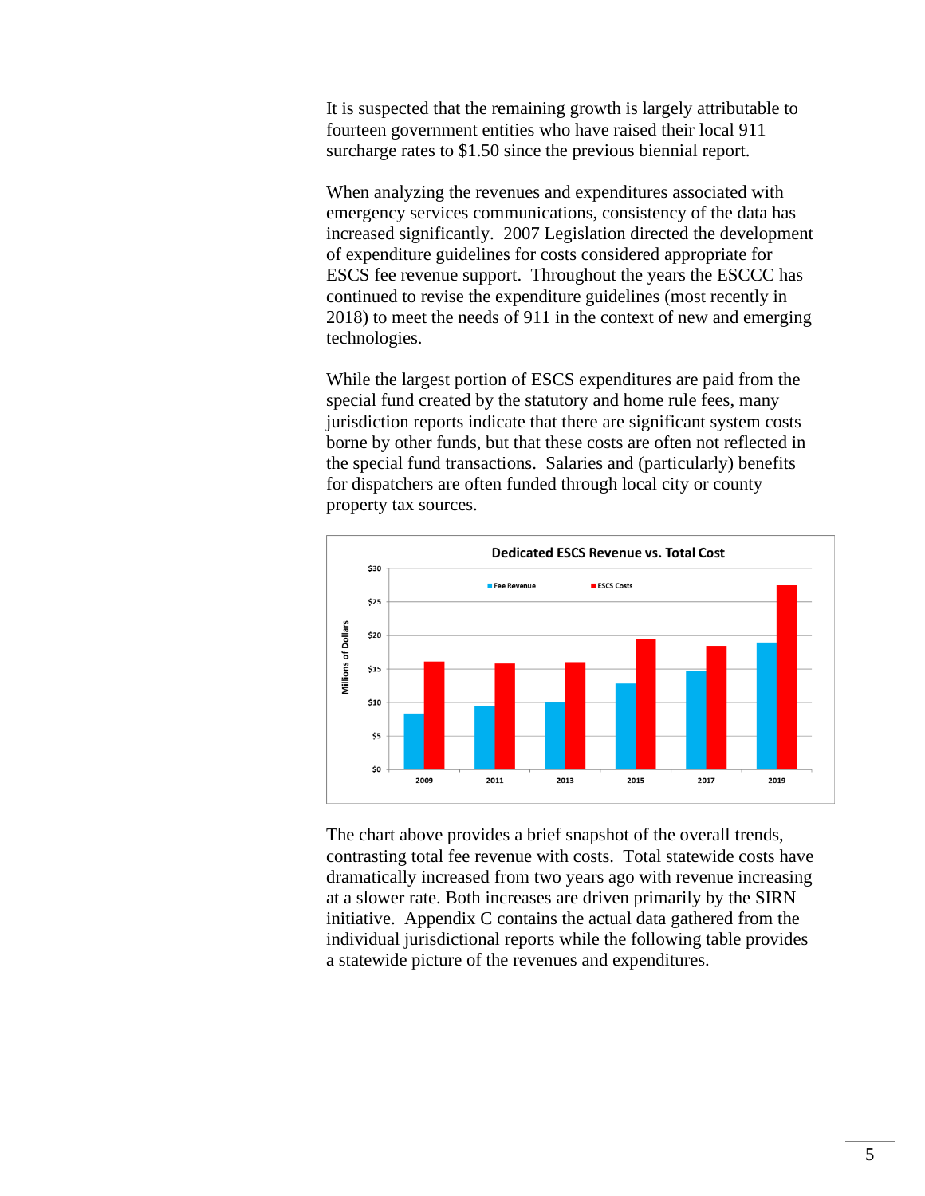It is suspected that the remaining growth is largely attributable to fourteen government entities who have raised their local 911 surcharge rates to $1.50 since the previous biennial report.

When analyzing the revenues and expenditures associated with emergency services communications, consistency of the data has increased significantly. 2007 Legislation directed the development of expenditure guidelines for costs considered appropriate for ESCS fee revenue support. Throughout the years the ESCCC has continued to revise the expenditure guidelines (most recently in 2018) to meet the needs of 911 in the context of new and emerging technologies.

While the largest portion of ESCS expenditures are paid from the special fund created by the statutory and home rule fees, many jurisdiction reports indicate that there are significant system costs borne by other funds, but that these costs are often not reflected in the special fund transactions. Salaries and (particularly) benefits for dispatchers are often funded through local city or county property tax sources.

The chart above provides a brief snapshot of the overall trends, contrasting total fee revenue with costs. Total statewide costs have dramatically increased from two years ago with revenue increasing at a slower rate. Both increases are driven primarily by the SIRN initiative. Appendix C contains the actual data gathered from the individual jurisdictional reports while the following table provides a statewide picture of the revenues and expenditures.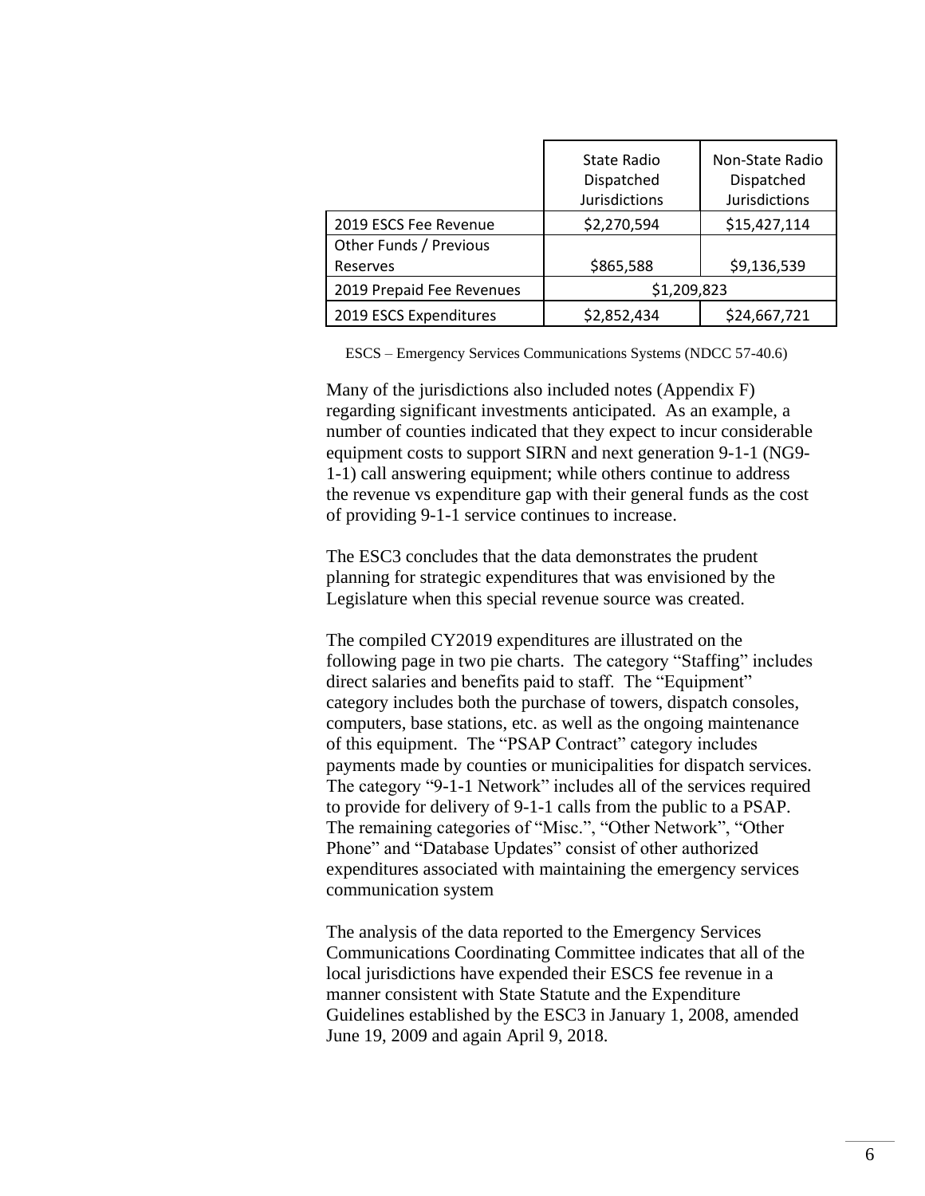| | State Radio Dispatched Jurisdictions | Non-State Radio Dispatched Jurisdictions |
|---|---|---|
| 2019 ESCS Fee Revenue | \$2,270,594 | \$15,427,114 |
| Other Funds / Previous Reserves | \$865,588 | \$9,136,539 |
| 2019 Prepaid Fee Revenues | \$1,209,823 | |
| 2019 ESCS Expenditures | \$2,852,434 | \$24,667,721 |

ESCS – Emergency Services Communications Systems (NDCC 57-40.6)

Many of the jurisdictions also included notes (Appendix F) regarding significant investments anticipated. As an example, a number of counties indicated that they expect to incur considerable equipment costs to support SIRN and next generation 9-1-1 (NG9-1-1) call answering equipment; while others continue to address the revenue vs expenditure gap with their general funds as the cost of providing 9-1-1 service continues to increase.

The ESC3 concludes that the data demonstrates the prudent planning for strategic expenditures that was envisioned by the Legislature when this special revenue source was created.

The compiled CY2019 expenditures are illustrated on the following page in two pie charts. The category "Staffing" includes direct salaries and benefits paid to staff. The "Equipment" category includes both the purchase of towers, dispatch consoles, computers, base stations, etc. as well as the ongoing maintenance of this equipment. The "PSAP Contract" category includes payments made by counties or municipalities for dispatch services. The category "9-1-1 Network" includes all of the services required to provide for delivery of 9-1-1 calls from the public to a PSAP. The remaining categories of "Misc.", "Other Network", "Other Phone" and "Database Updates" consist of other authorized expenditures associated with maintaining the emergency services communication system

The analysis of the data reported to the Emergency Services Communications Coordinating Committee indicates that all of the local jurisdictions have expended their ESCS fee revenue in a manner consistent with State Statute and the Expenditure Guidelines established by the ESC3 in January 1, 2008, amended June 19, 2009 and again April 9, 2018.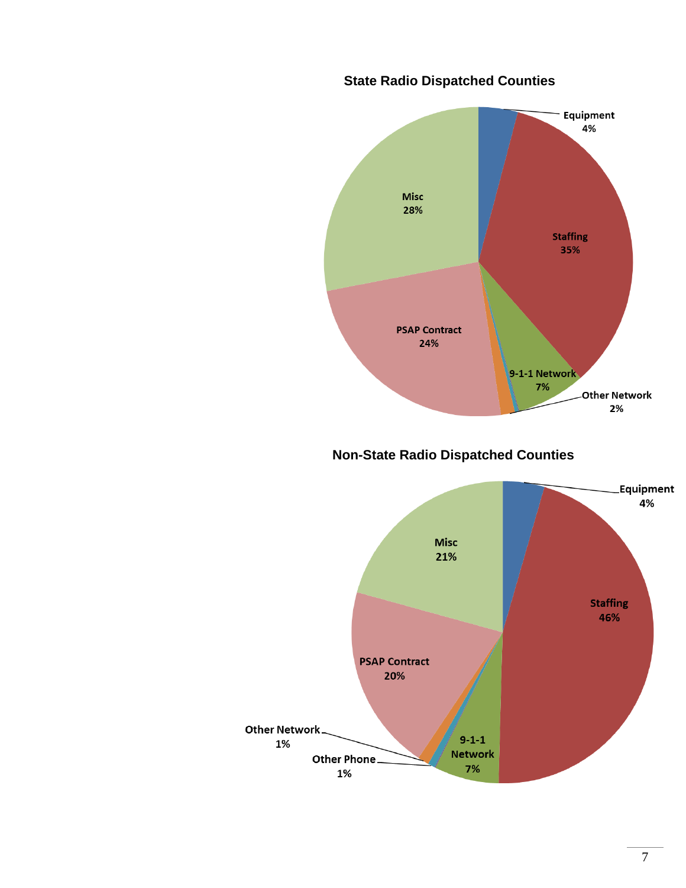**State Radio Dispatched Counties**

Equipment 4%

Staffing 35%

9-1-1 Network 7%

Other Network 2%

PSAP Contract 24%

Misc 28%

**Non-State Radio Dispatched Counties**

Equipment 4%

Staffing 46%

9-1-1 Network 7%

Other Phone 1%

Other Network 1%

PSAP Contract 20%

Misc 21%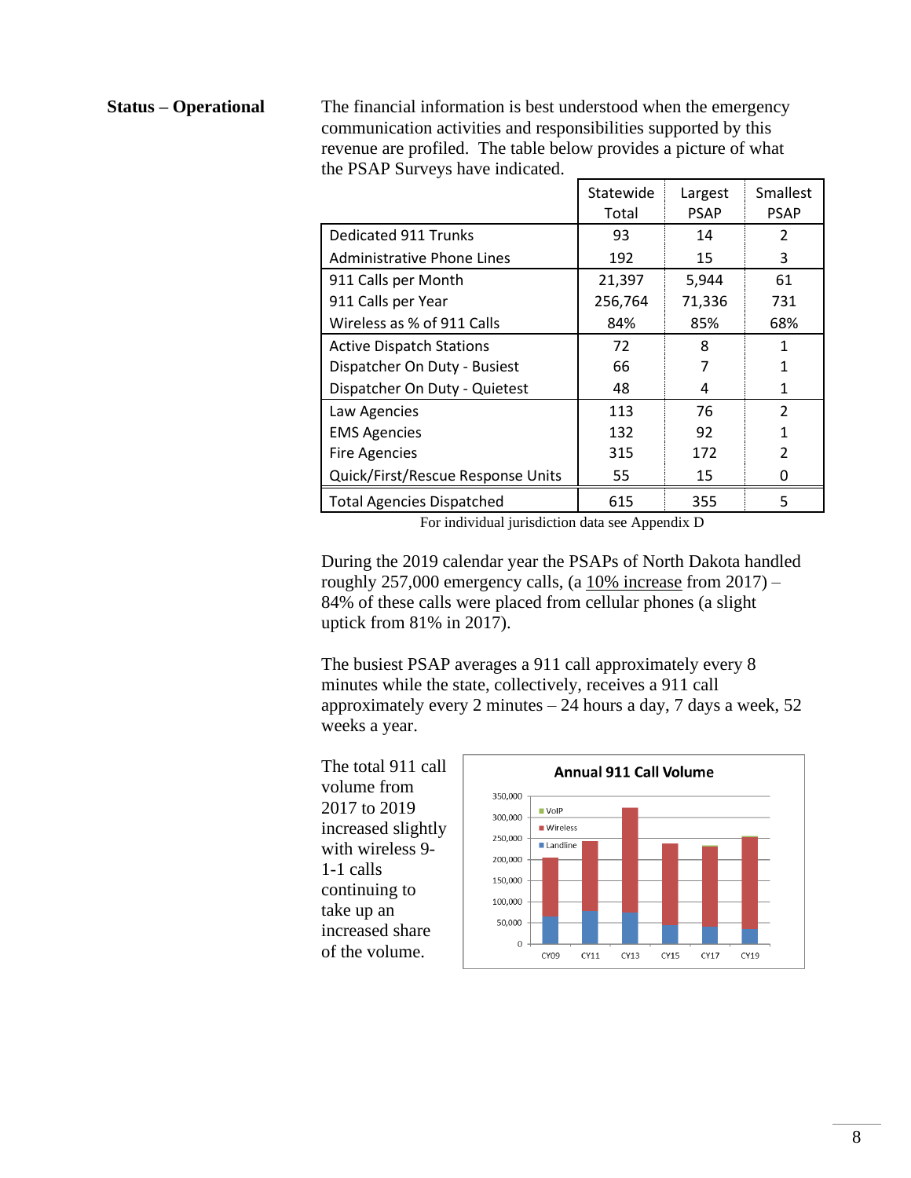**Status – Operational**

The financial information is best understood when the emergency communication activities and responsibilities supported by this revenue are profiled. The table below provides a picture of what the PSAP Surveys have indicated.

| | Statewide Total | Largest PSAP | Smallest PSAP |
|---|---|---|---|
| Dedicated 911 Trunks | 93 | 14 | 2 |
| Administrative Phone Lines | 192 | 15 | 3 |
| 911 Calls per Month | 21,397 | 5,944 | 61 |
| 911 Calls per Year | 256,764 | 71,336 | 731 |
| Wireless as % of 911 Calls | 84% | 85% | 68% |
| Active Dispatch Stations | 72 | 8 | 1 |
| Dispatcher On Duty - Busiest | 66 | 7 | 1 |
| Dispatcher On Duty - Quietest | 48 | 4 | 1 |
| Law Agencies | 113 | 76 | 2 |
| EMS Agencies | 132 | 92 | 1 |
| Fire Agencies | 315 | 172 | 2 |
| Quick/First/Rescue Response Units | 55 | 15 | 0 |
| Total Agencies Dispatched | 615 | 355 | 5 |

For individual jurisdiction data see Appendix D

During the 2019 calendar year the PSAPs of North Dakota handled roughly 257,000 emergency calls, (a 10% increase from 2017) – 84% of these calls were placed from cellular phones (a slight uptick from 81% in 2017).

The busiest PSAP averages a 911 call approximately every 8 minutes while the state, collectively, receives a 911 call approximately every 2 minutes – 24 hours a day, 7 days a week, 52 weeks a year.

The total 911 call volume from 2017 to 2019 increased slightly with wireless 9-1-1 calls continuing to take up an increased share of the volume.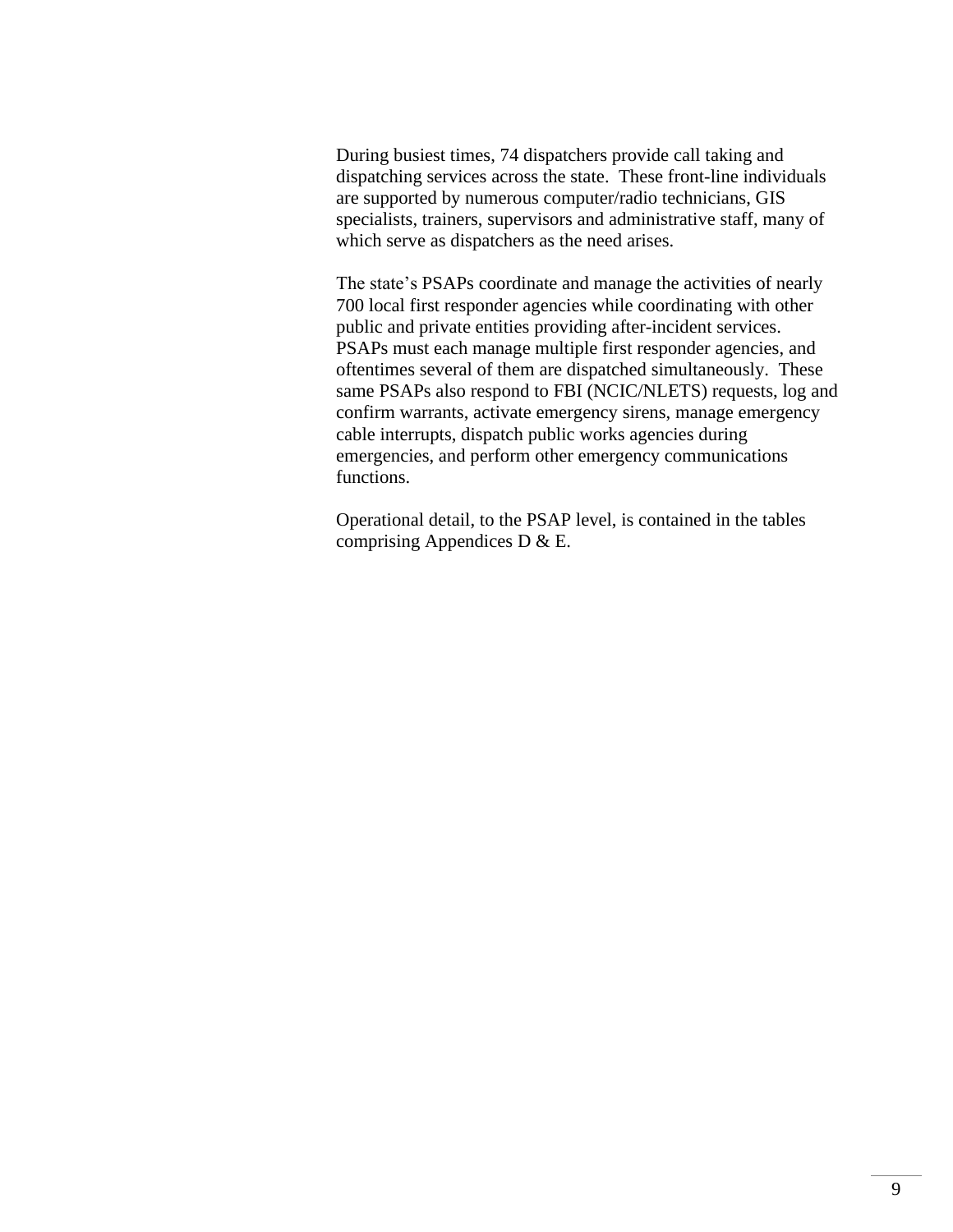During busiest times, 74 dispatchers provide call taking and dispatching services across the state. These front-line individuals are supported by numerous computer/radio technicians, GIS specialists, trainers, supervisors and administrative staff, many of which serve as dispatchers as the need arises.

The state's PSAPs coordinate and manage the activities of nearly 700 local first responder agencies while coordinating with other public and private entities providing after-incident services. PSAPs must each manage multiple first responder agencies, and oftentimes several of them are dispatched simultaneously. These same PSAPs also respond to FBI (NCIC/NLETS) requests, log and confirm warrants, activate emergency sirens, manage emergency cable interrupts, dispatch public works agencies during emergencies, and perform other emergency communications functions.

Operational detail, to the PSAP level, is contained in the tables comprising Appendices D & E.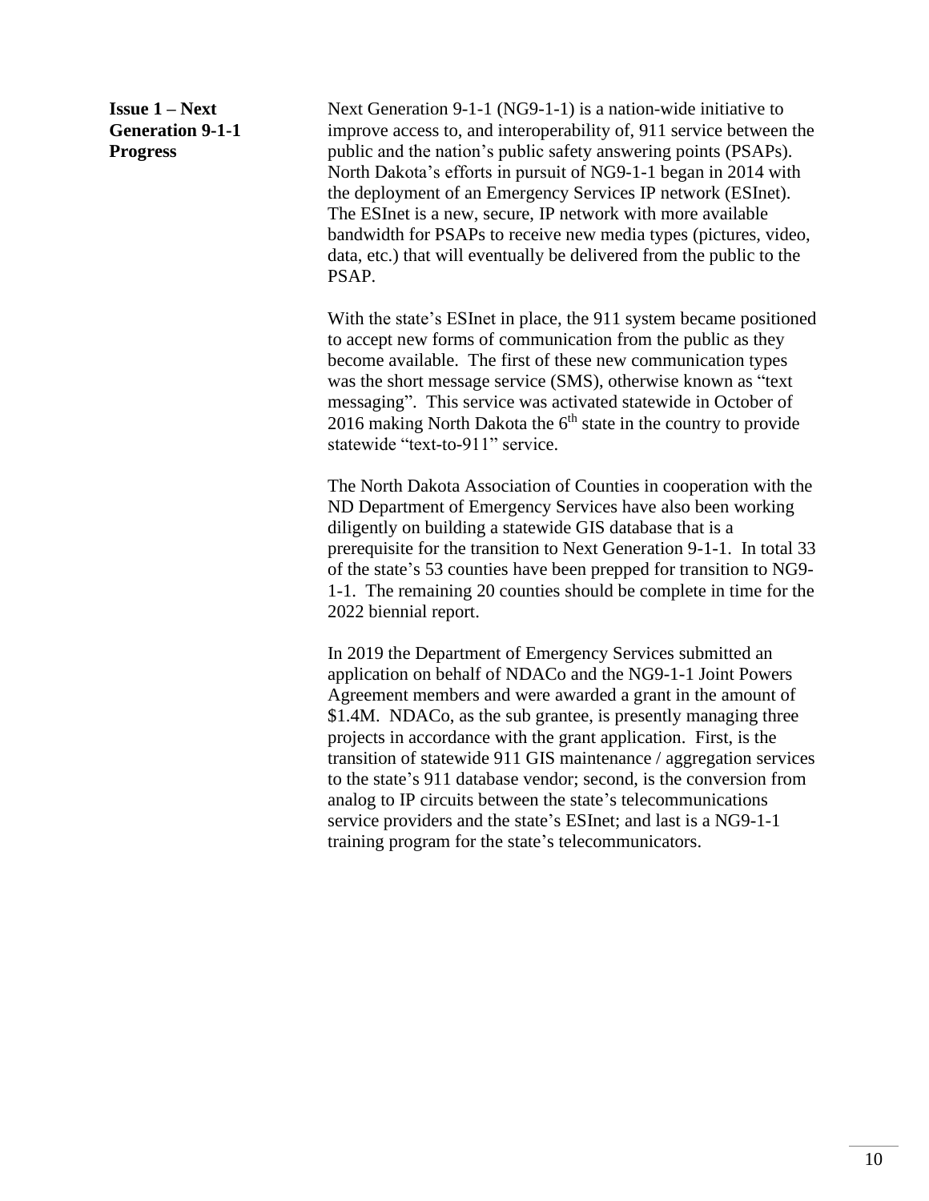**Issue 1 – Next Generation 9-1-1 Progress**

Next Generation 9-1-1 (NG9-1-1) is a nation-wide initiative to improve access to, and interoperability of, 911 service between the public and the nation's public safety answering points (PSAPs). North Dakota's efforts in pursuit of NG9-1-1 began in 2014 with the deployment of an Emergency Services IP network (ESInet). The ESInet is a new, secure, IP network with more available bandwidth for PSAPs to receive new media types (pictures, video, data, etc.) that will eventually be delivered from the public to the PSAP.

With the state's ESInet in place, the 911 system became positioned to accept new forms of communication from the public as they become available. The first of these new communication types was the short message service (SMS), otherwise known as "text messaging". This service was activated statewide in October of 2016 making North Dakota the 6th state in the country to provide statewide "text-to-911" service.

The North Dakota Association of Counties in cooperation with the ND Department of Emergency Services have also been working diligently on building a statewide GIS database that is a prerequisite for the transition to Next Generation 9-1-1. In total 33 of the state's 53 counties have been prepped for transition to NG9-1-1. The remaining 20 counties should be complete in time for the 2022 biennial report.

In 2019 the Department of Emergency Services submitted an application on behalf of NDACo and the NG9-1-1 Joint Powers Agreement members and were awarded a grant in the amount of $1.4M. NDACo, as the sub grantee, is presently managing three projects in accordance with the grant application. First, is the transition of statewide 911 GIS maintenance / aggregation services to the state's 911 database vendor; second, is the conversion from analog to IP circuits between the state's telecommunications service providers and the state's ESInet; and last is a NG9-1-1 training program for the state's telecommunicators.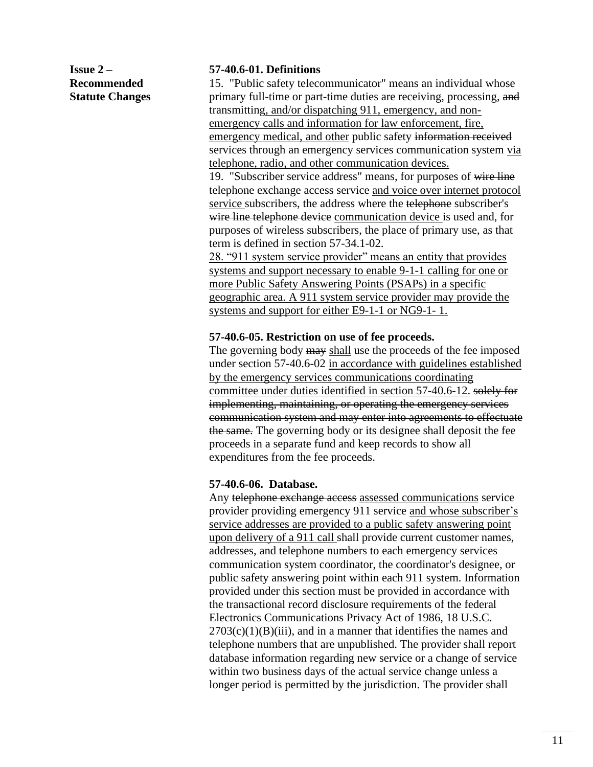**Issue 2 – Recommended Statute Changes**

**57-40.6-01. Definitions**

15. "Public safety telecommunicator" means an individual whose primary full-time or part-time duties are receiving, processing, ~~and~~ transmitting<u>, and/or dispatching 911, emergency, and non-emergency calls and information for law enforcement, fire, emergency medical, and other</u> public safety ~~information received~~ services through an emergency services communication system <u>via telephone, radio, and other communication devices.</u>

19. "Subscriber service address" means, for purposes of ~~wire line~~ telephone exchange access service <u>and voice over internet protocol service</u> subscribers, the address where the ~~telephone~~ subscriber's ~~wire line telephone device~~ <u>communication device</u> is used and, for purposes of wireless subscribers, the place of primary use, as that term is defined in section 57-34.1-02.

<u>28. "911 system service provider" means an entity that provides systems and support necessary to enable 9-1-1 calling for one or more Public Safety Answering Points (PSAPs) in a specific geographic area. A 911 system service provider may provide the systems and support for either E9-1-1 or NG9-1- 1.</u>

**57-40.6-05. Restriction on use of fee proceeds.**

The governing body ~~may~~ <u>shall</u> use the proceeds of the fee imposed under section 57-40.6-02 <u>in accordance with guidelines established by the emergency services communications coordinating committee under duties identified in section 57-40.6-12.</u> ~~solely for implementing, maintaining, or operating the emergency services communication system and may enter into agreements to effectuate the same.~~ The governing body or its designee shall deposit the fee proceeds in a separate fund and keep records to show all expenditures from the fee proceeds.

**57-40.6-06. Database.**

Any ~~telephone exchange access~~ <u>assessed communications</u> service provider providing emergency 911 service <u>and whose subscriber's service addresses are provided to a public safety answering point upon delivery of a 911 call</u> shall provide current customer names, addresses, and telephone numbers to each emergency services communication system coordinator, the coordinator's designee, or public safety answering point within each 911 system. Information provided under this section must be provided in accordance with the transactional record disclosure requirements of the federal Electronics Communications Privacy Act of 1986, 18 U.S.C. 2703(c)(1)(B)(iii), and in a manner that identifies the names and telephone numbers that are unpublished. The provider shall report database information regarding new service or a change of service within two business days of the actual service change unless a longer period is permitted by the jurisdiction. The provider shall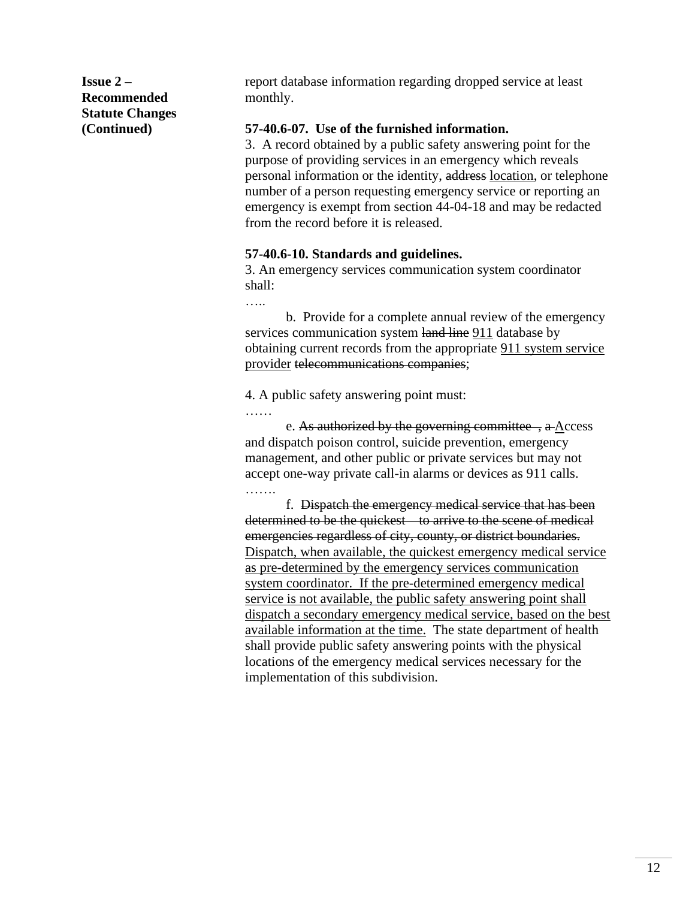**Issue 2 – Recommended Statute Changes (Continued)**

report database information regarding dropped service at least monthly.

**57-40.6-07. Use of the furnished information.**

3. A record obtained by a public safety answering point for the purpose of providing services in an emergency which reveals personal information or the identity, ~~address~~ <u>location</u>, or telephone number of a person requesting emergency service or reporting an emergency is exempt from section 44-04-18 and may be redacted from the record before it is released.

**57-40.6-10. Standards and guidelines.**

3. An emergency services communication system coordinator shall:

…..

b. Provide for a complete annual review of the emergency services communication system ~~land line~~ <u>911</u> database by obtaining current records from the appropriate <u>911 system service provider</u> ~~telecommunications companies~~;

4. A public safety answering point must:

……

e. ~~As authorized by the governing committee , a~~ <u>A</u>ccess and dispatch poison control, suicide prevention, emergency management, and other public or private services but may not accept one-way private call-in alarms or devices as 911 calls.

…….

f. ~~Dispatch the emergency medical service that has been determined to be the quickest to arrive to the scene of medical emergencies regardless of city, county, or district boundaries.~~ <u>Dispatch, when available, the quickest emergency medical service as pre-determined by the emergency services communication system coordinator. If the pre-determined emergency medical service is not available, the public safety answering point shall dispatch a secondary emergency medical service, based on the best available information at the time.</u> The state department of health shall provide public safety answering points with the physical locations of the emergency medical services necessary for the implementation of this subdivision.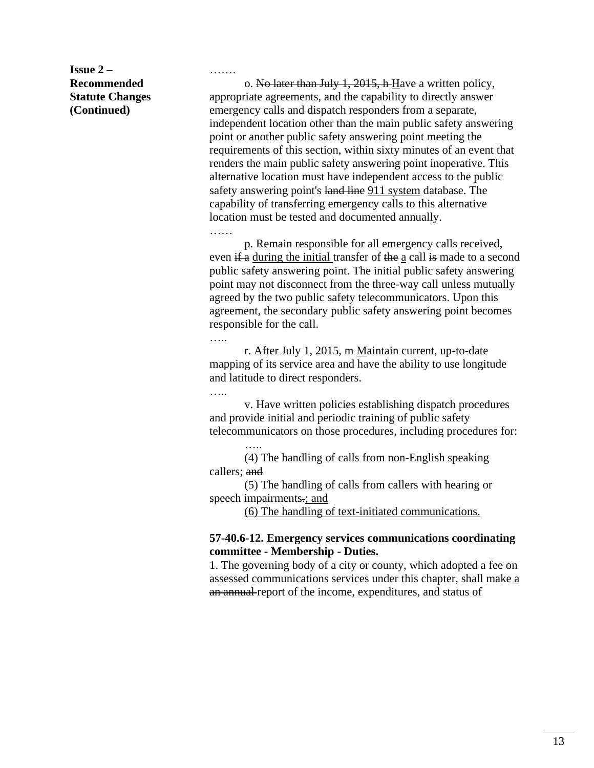**Issue 2 – Recommended Statute Changes (Continued)**

…….

o. ~~No later than July 1, 2015, h~~ <u>H</u>ave a written policy, appropriate agreements, and the capability to directly answer emergency calls and dispatch responders from a separate, independent location other than the main public safety answering point or another public safety answering point meeting the requirements of this section, within sixty minutes of an event that renders the main public safety answering point inoperative. This alternative location must have independent access to the public safety answering point's ~~land line~~ <u>911 system</u> database. The capability of transferring emergency calls to this alternative location must be tested and documented annually.

……

p. Remain responsible for all emergency calls received, even ~~if a~~ <u>during the initial</u> transfer of ~~the~~ <u>a</u> call ~~is~~ made to a second public safety answering point. The initial public safety answering point may not disconnect from the three-way call unless mutually agreed by the two public safety telecommunicators. Upon this agreement, the secondary public safety answering point becomes responsible for the call.

…..

r. ~~After July 1, 2015, m~~ <u>M</u>aintain current, up-to-date mapping of its service area and have the ability to use longitude and latitude to direct responders.

…..

v. Have written policies establishing dispatch procedures and provide initial and periodic training of public safety telecommunicators on those procedures, including procedures for:

…..

(4) The handling of calls from non-English speaking callers; ~~and~~

(5) The handling of calls from callers with hearing or speech impairments~~.~~<u>; and</u>

<u>(6) The handling of text-initiated communications.</u>

**57-40.6-12. Emergency services communications coordinating committee - Membership - Duties.**

1. The governing body of a city or county, which adopted a fee on assessed communications services under this chapter, shall make <u>a</u> ~~an annual~~ report of the income, expenditures, and status of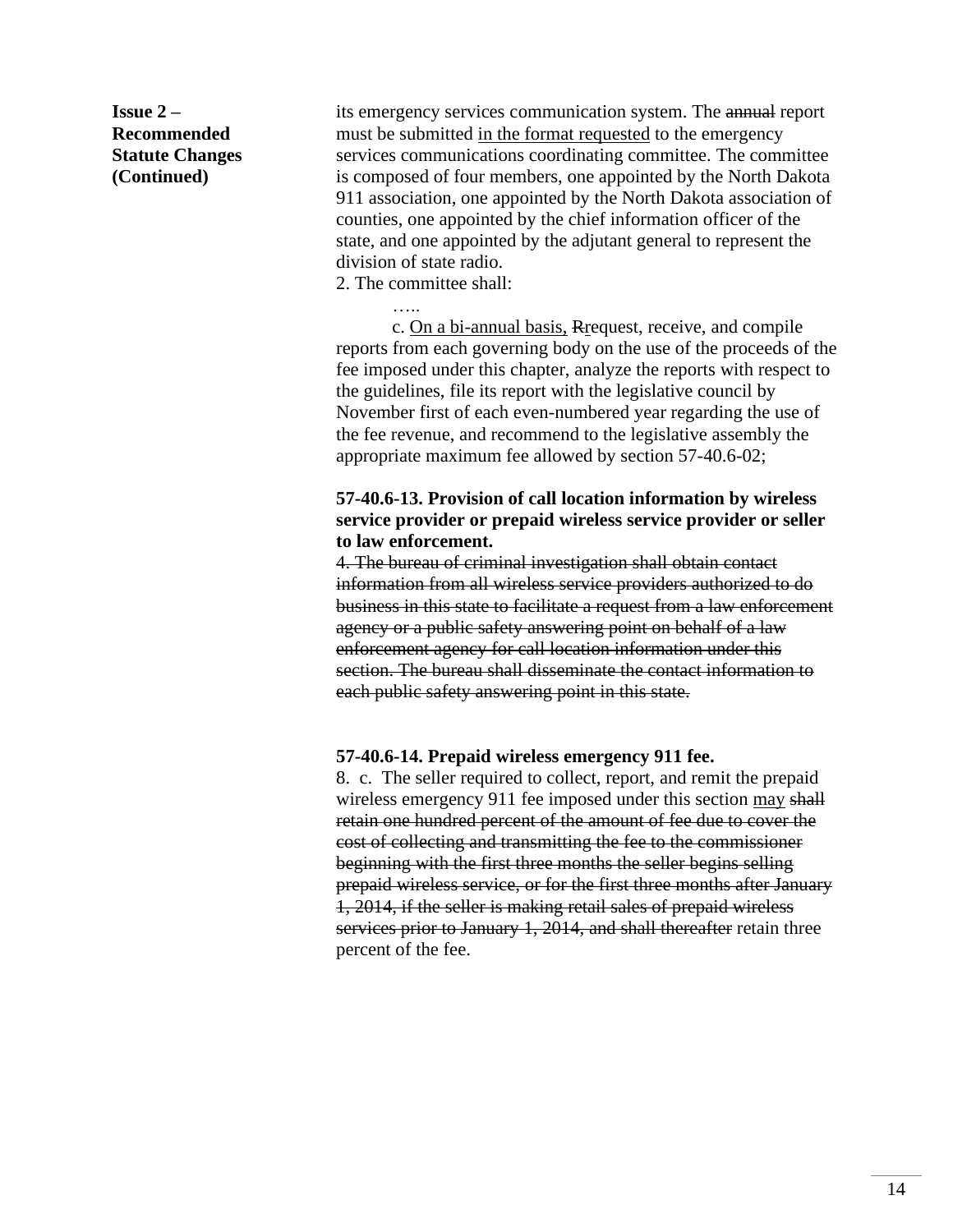**Issue 2 – Recommended Statute Changes (Continued)**

its emergency services communication system. The ~~annual~~ report must be submitted <u>in the format requested</u> to the emergency services communications coordinating committee. The committee is composed of four members, one appointed by the North Dakota 911 association, one appointed by the North Dakota association of counties, one appointed by the chief information officer of the state, and one appointed by the adjutant general to represent the division of state radio.

2. The committee shall:

…..

c. <u>On a bi-annual basis,</u> ~~R~~request, receive, and compile reports from each governing body on the use of the proceeds of the fee imposed under this chapter, analyze the reports with respect to the guidelines, file its report with the legislative council by November first of each even-numbered year regarding the use of the fee revenue, and recommend to the legislative assembly the appropriate maximum fee allowed by section 57-40.6-02;

**57-40.6-13. Provision of call location information by wireless service provider or prepaid wireless service provider or seller to law enforcement.**

~~4. The bureau of criminal investigation shall obtain contact information from all wireless service providers authorized to do business in this state to facilitate a request from a law enforcement agency or a public safety answering point on behalf of a law enforcement agency for call location information under this section. The bureau shall disseminate the contact information to each public safety answering point in this state.~~

**57-40.6-14. Prepaid wireless emergency 911 fee.**

8. c. The seller required to collect, report, and remit the prepaid wireless emergency 911 fee imposed under this section <u>may</u> ~~shall retain one hundred percent of the amount of fee due to cover the cost of collecting and transmitting the fee to the commissioner beginning with the first three months the seller begins selling prepaid wireless service, or for the first three months after January 1, 2014, if the seller is making retail sales of prepaid wireless services prior to January 1, 2014, and shall thereafter~~ retain three percent of the fee.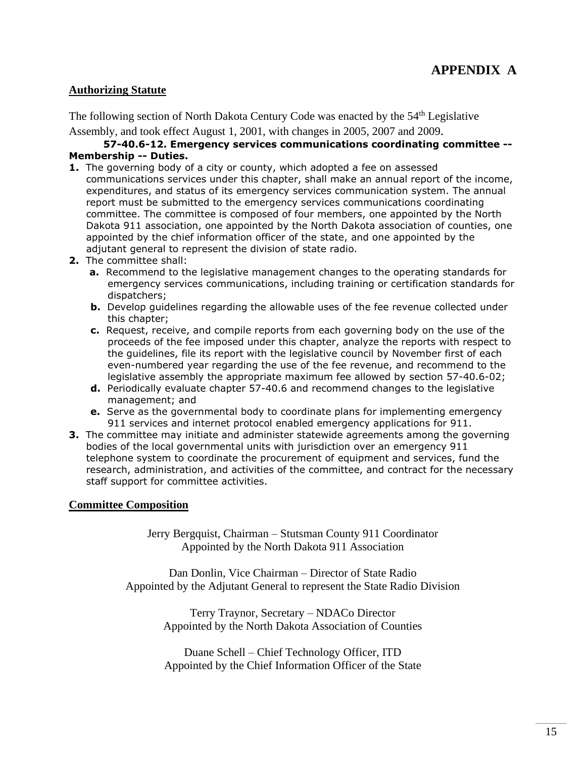# APPENDIX A

## Authorizing Statute

The following section of North Dakota Century Code was enacted by the 54th Legislative Assembly, and took effect August 1, 2001, with changes in 2005, 2007 and 2009.

**57-40.6-12. Emergency services communications coordinating committee -- Membership -- Duties.**

**1.** The governing body of a city or county, which adopted a fee on assessed communications services under this chapter, shall make an annual report of the income, expenditures, and status of its emergency services communication system. The annual report must be submitted to the emergency services communications coordinating committee. The committee is composed of four members, one appointed by the North Dakota 911 association, one appointed by the North Dakota association of counties, one appointed by the chief information officer of the state, and one appointed by the adjutant general to represent the division of state radio.

**2.** The committee shall:

- **a.** Recommend to the legislative management changes to the operating standards for emergency services communications, including training or certification standards for dispatchers;
- **b.** Develop guidelines regarding the allowable uses of the fee revenue collected under this chapter;
- **c.** Request, receive, and compile reports from each governing body on the use of the proceeds of the fee imposed under this chapter, analyze the reports with respect to the guidelines, file its report with the legislative council by November first of each even-numbered year regarding the use of the fee revenue, and recommend to the legislative assembly the appropriate maximum fee allowed by section 57-40.6-02;
- **d.** Periodically evaluate chapter 57-40.6 and recommend changes to the legislative management; and
- **e.** Serve as the governmental body to coordinate plans for implementing emergency 911 services and internet protocol enabled emergency applications for 911.

**3.** The committee may initiate and administer statewide agreements among the governing bodies of the local governmental units with jurisdiction over an emergency 911 telephone system to coordinate the procurement of equipment and services, fund the research, administration, and activities of the committee, and contract for the necessary staff support for committee activities.

## Committee Composition

Jerry Bergquist, Chairman – Stutsman County 911 Coordinator
Appointed by the North Dakota 911 Association

Dan Donlin, Vice Chairman – Director of State Radio
Appointed by the Adjutant General to represent the State Radio Division

Terry Traynor, Secretary – NDACo Director
Appointed by the North Dakota Association of Counties

Duane Schell – Chief Technology Officer, ITD
Appointed by the Chief Information Officer of the State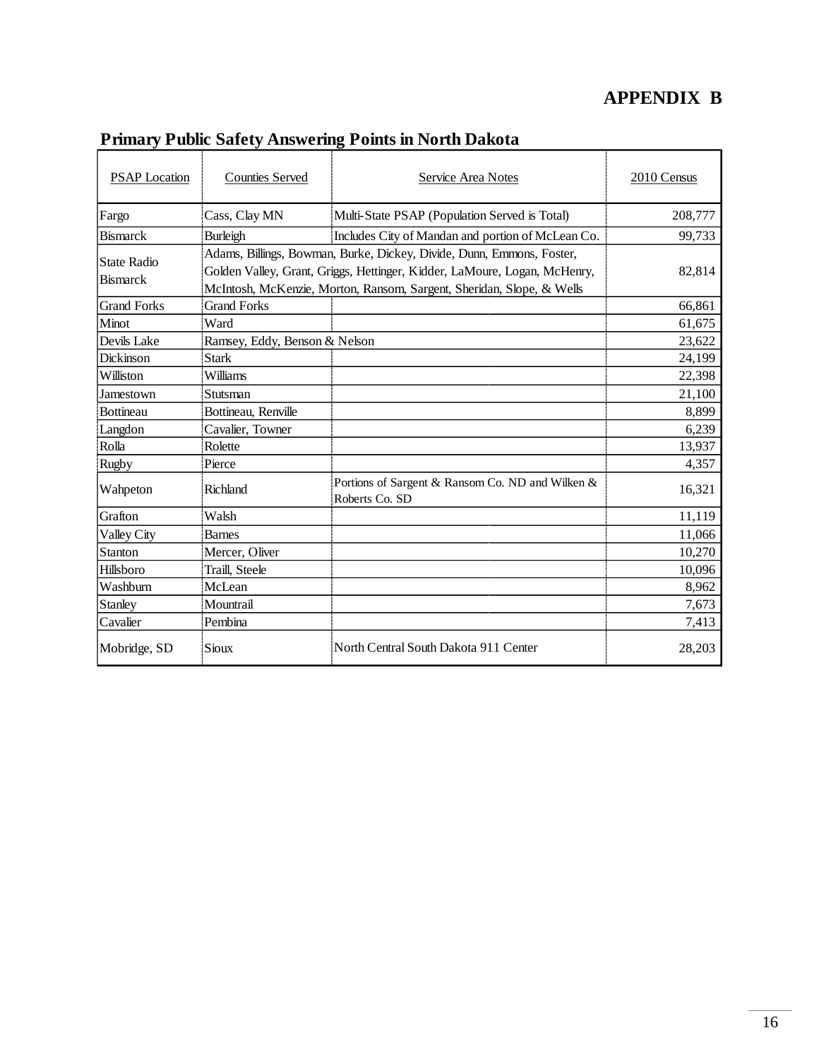# APPENDIX B

## Primary Public Safety Answering Points in North Dakota

| PSAP Location | Counties Served | Service Area Notes | 2010 Census |
|---|---|---|---|
| Fargo | Cass, Clay MN | Multi-State PSAP (Population Served is Total) | 208,777 |
| Bismarck | Burleigh | Includes City of Mandan and portion of McLean Co. | 99,733 |
| State Radio Bismarck | Adams, Billings, Bowman, Burke, Dickey, Divide, Dunn, Emmons, Foster, Golden Valley, Grant, Griggs, Hettinger, Kidder, LaMoure, Logan, McHenry, McIntosh, McKenzie, Morton, Ransom, Sargent, Sheridan, Slope, & Wells | | 82,814 |
| Grand Forks | Grand Forks | | 66,861 |
| Minot | Ward | | 61,675 |
| Devils Lake | Ramsey, Eddy, Benson & Nelson | | 23,622 |
| Dickinson | Stark | | 24,199 |
| Williston | Williams | | 22,398 |
| Jamestown | Stutsman | | 21,100 |
| Bottineau | Bottineau, Renville | | 8,899 |
| Langdon | Cavalier, Towner | | 6,239 |
| Rolla | Rolette | | 13,937 |
| Rugby | Pierce | | 4,357 |
| Wahpeton | Richland | Portions of Sargent & Ransom Co. ND and Wilken & Roberts Co. SD | 16,321 |
| Grafton | Walsh | | 11,119 |
| Valley City | Barnes | | 11,066 |
| Stanton | Mercer, Oliver | | 10,270 |
| Hillsboro | Traill, Steele | | 10,096 |
| Washburn | McLean | | 8,962 |
| Stanley | Mountrail | | 7,673 |
| Cavalier | Pembina | | 7,413 |
| Mobridge, SD | Sioux | North Central South Dakota 911 Center | 28,203 |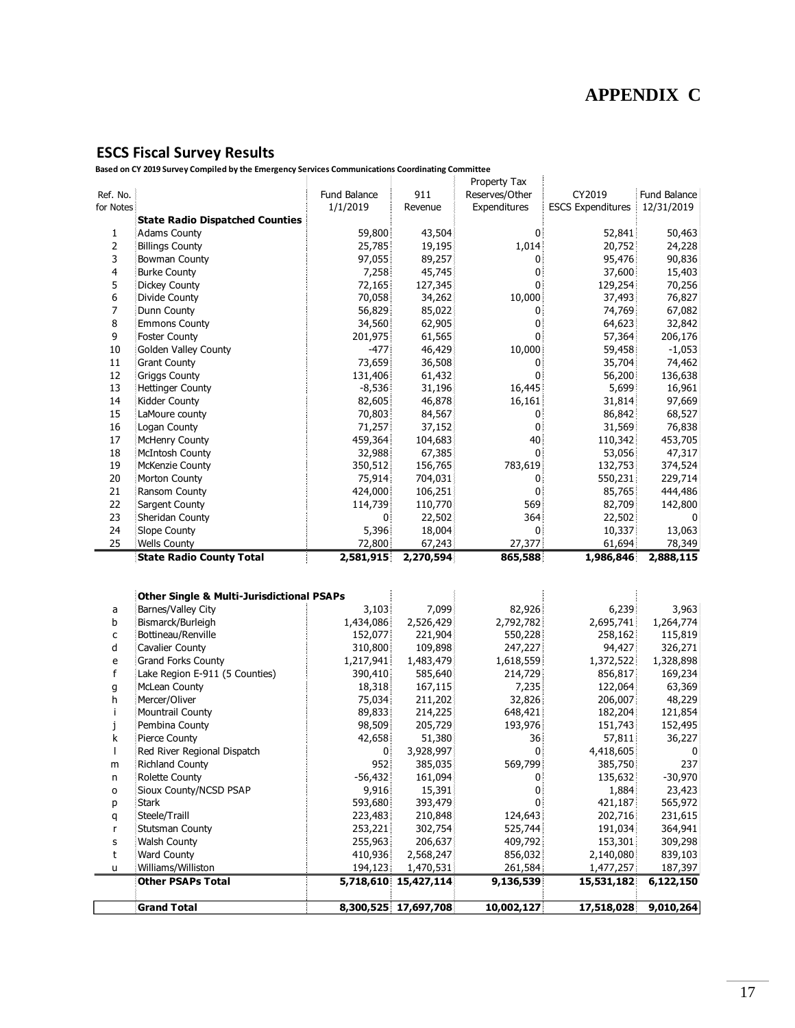# APPENDIX C

## ESCS Fiscal Survey Results

**Based on CY 2019 Survey Compiled by the Emergency Services Communications Coordinating Committee**

| Ref. No. for Notes | | Fund Balance 1/1/2019 | 911 Revenue | Property Tax Reserves/Other Expenditures | CY2019 ESCS Expenditures | Fund Balance 12/31/2019 |
|---|---|---|---|---|---|---|
| | **State Radio Dispatched Counties** | | | | | |
| 1 | Adams County | 59,800 | 43,504 | 0 | 52,841 | 50,463 |
| 2 | Billings County | 25,785 | 19,195 | 1,014 | 20,752 | 24,228 |
| 3 | Bowman County | 97,055 | 89,257 | 0 | 95,476 | 90,836 |
| 4 | Burke County | 7,258 | 45,745 | 0 | 37,600 | 15,403 |
| 5 | Dickey County | 72,165 | 127,345 | 0 | 129,254 | 70,256 |
| 6 | Divide County | 70,058 | 34,262 | 10,000 | 37,493 | 76,827 |
| 7 | Dunn County | 56,829 | 85,022 | 0 | 74,769 | 67,082 |
| 8 | Emmons County | 34,560 | 62,905 | 0 | 64,623 | 32,842 |
| 9 | Foster County | 201,975 | 61,565 | 0 | 57,364 | 206,176 |
| 10 | Golden Valley County | -477 | 46,429 | 10,000 | 59,458 | -1,053 |
| 11 | Grant County | 73,659 | 36,508 | 0 | 35,704 | 74,462 |
| 12 | Griggs County | 131,406 | 61,432 | 0 | 56,200 | 136,638 |
| 13 | Hettinger County | -8,536 | 31,196 | 16,445 | 5,699 | 16,961 |
| 14 | Kidder County | 82,605 | 46,878 | 16,161 | 31,814 | 97,669 |
| 15 | LaMoure county | 70,803 | 84,567 | 0 | 86,842 | 68,527 |
| 16 | Logan County | 71,257 | 37,152 | 0 | 31,569 | 76,838 |
| 17 | McHenry County | 459,364 | 104,683 | 40 | 110,342 | 453,705 |
| 18 | McIntosh County | 32,988 | 67,385 | 0 | 53,056 | 47,317 |
| 19 | McKenzie County | 350,512 | 156,765 | 783,619 | 132,753 | 374,524 |
| 20 | Morton County | 75,914 | 704,031 | 0 | 550,231 | 229,714 |
| 21 | Ransom County | 424,000 | 106,251 | 0 | 85,765 | 444,486 |
| 22 | Sargent County | 114,739 | 110,770 | 569 | 82,709 | 142,800 |
| 23 | Sheridan County | 0 | 22,502 | 364 | 22,502 | 0 |
| 24 | Slope County | 5,396 | 18,004 | 0 | 10,337 | 13,063 |
| 25 | Wells County | 72,800 | 67,243 | 27,377 | 61,694 | 78,349 |
| | **State Radio County Total** | **2,581,915** | **2,270,594** | **865,588** | **1,986,846** | **2,888,115** |
| | | | | | | |
| | **Other Single & Multi-Jurisdictional PSAPs** | | | | | |
| a | Barnes/Valley City | 3,103 | 7,099 | 82,926 | 6,239 | 3,963 |
| b | Bismarck/Burleigh | 1,434,086 | 2,526,429 | 2,792,782 | 2,695,741 | 1,264,774 |
| c | Bottineau/Renville | 152,077 | 221,904 | 550,228 | 258,162 | 115,819 |
| d | Cavalier County | 310,800 | 109,898 | 247,227 | 94,427 | 326,271 |
| e | Grand Forks County | 1,217,941 | 1,483,479 | 1,618,559 | 1,372,522 | 1,328,898 |
| f | Lake Region E-911 (5 Counties) | 390,410 | 585,640 | 214,729 | 856,817 | 169,234 |
| g | McLean County | 18,318 | 167,115 | 7,235 | 122,064 | 63,369 |
| h | Mercer/Oliver | 75,034 | 211,202 | 32,826 | 206,007 | 48,229 |
| i | Mountrail County | 89,833 | 214,225 | 648,421 | 182,204 | 121,854 |
| j | Pembina County | 98,509 | 205,729 | 193,976 | 151,743 | 152,495 |
| k | Pierce County | 42,658 | 51,380 | 36 | 57,811 | 36,227 |
| l | Red River Regional Dispatch | 0 | 3,928,997 | 0 | 4,418,605 | 0 |
| m | Richland County | 952 | 385,035 | 569,799 | 385,750 | 237 |
| n | Rolette County | -56,432 | 161,094 | 0 | 135,632 | -30,970 |
| o | Sioux County/NCSD PSAP | 9,916 | 15,391 | 0 | 1,884 | 23,423 |
| p | Stark | 593,680 | 393,479 | 0 | 421,187 | 565,972 |
| q | Steele/Traill | 223,483 | 210,848 | 124,643 | 202,716 | 231,615 |
| r | Stutsman County | 253,221 | 302,754 | 525,744 | 191,034 | 364,941 |
| s | Walsh County | 255,963 | 206,637 | 409,792 | 153,301 | 309,298 |
| t | Ward County | 410,936 | 2,568,247 | 856,032 | 2,140,080 | 839,103 |
| u | Williams/Williston | 194,123 | 1,470,531 | 261,584 | 1,477,257 | 187,397 |
| | **Other PSAPs Total** | **5,718,610** | **15,427,114** | **9,136,539** | **15,531,182** | **6,122,150** |
| | | | | | | |
| | **Grand Total** | **8,300,525** | **17,697,708** | **10,002,127** | **17,518,028** | **9,010,264** |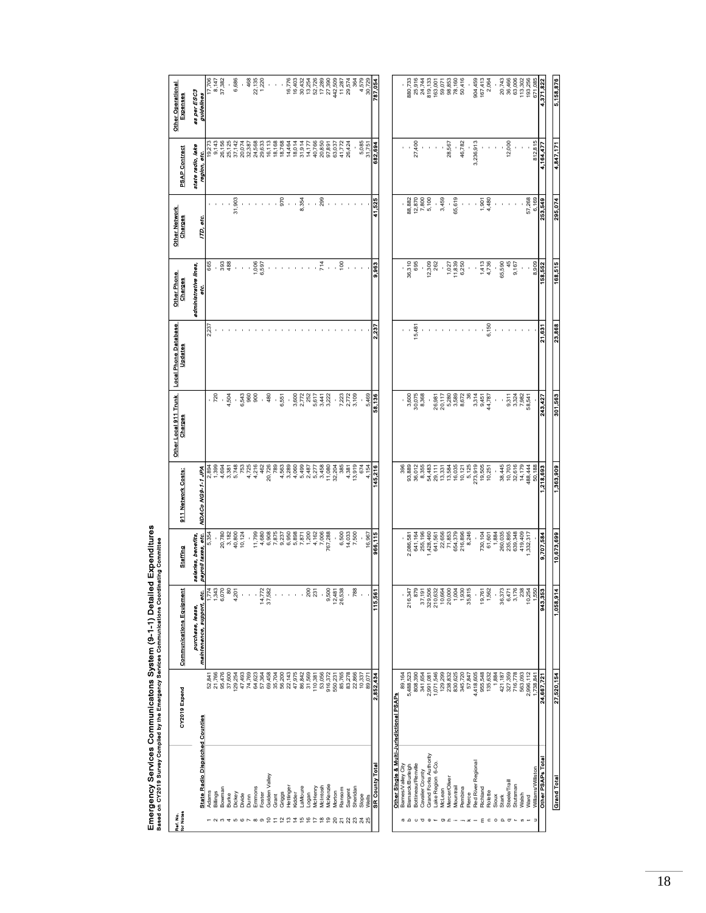# Emergency Services Communications System (9-1-1) Detailed Expenditures

**Based on CY2019 Survey Compiled by the Emergency Services Communications Coordinating Committee**

| Ref. No. for Notes | | CY2019 Expend | Communications Equipment | Staffing | 911 Network Costs: | Other Local 911 Trunk Charges | Local Phone Database Updates | Other Phone Charges | Other Network Charges | PSAP Contract | Other Operational Expenses |
|---|---|---|---|---|---|---|---|---|---|---|---|
| | | | *purchase, lease, maintenance, support, etc.* | *salaries, benefits, payroll taxes, etc.* | *NDACo NG9-1-1 JPA* | | | *administrative lines, etc.* | *ITD, etc.* | *state radio, lake region, etc.* | *as per ESC3 guidelines* |
| | **State Radio Dispatched Counties** | | | | | | | | | | |
| 1 | Adams | 52,841 | 1,774 | 5,354 | 2,894 | - | 2,237 | 665 | - | 19,273 | 17,706 |
| 2 | Billings | 21,766 | 1,343 | - | 1,399 | 720 | - | - | - | 9,143 | 8,147 |
| 3 | Bowman | 95,476 | 6,070 | 20,780 | 4,694 | - | - | 393 | - | 26,156 | 37,382 |
| 4 | Burke | 37,600 | 80 | 3,182 | 3,381 | 4,504 | - | 498 | - | 25,125 | - |
| 5 | Dickey | 129,254 | 4,201 | 40,800 | 5,748 | - | - | - | 31,903 | 37,142 | 6,686 |
| 6 | Divide | 47,493 | - | 10,124 | 753 | 6,543 | - | - | - | 20,074 | - |
| 7 | Dunn | 74,769 | - | - | 4,725 | 960 | - | - | - | 32,387 | - |
| 8 | Emmons | 64,623 | - | 11,799 | 4,216 | 900 | - | 1,006 | - | 24,568 | 468 |
| 9 | Foster | 57,364 | 14,772 | 4,680 | 462 | - | - | 6,597 | - | 29,633 | 22,135 |
| 10 | Golden Valley | 69,458 | 37,582 | 6,908 | 20,726 | 480 | - | - | - | 16,113 | 1,220 |
| 11 | Grant | 35,704 | - | 7,875 | 789 | - | - | - | - | 18,168 | - |
| 12 | Griggs | 56,200 | - | 9,237 | 4,583 | 6,551 | - | - | 970 | 18,768 | - |
| 13 | Hettinger | 22,143 | - | 6,950 | 3,289 | - | - | - | - | 14,464 | 16,776 |
| 14 | Kidder | 47,975 | - | 5,898 | 4,060 | 3,600 | - | - | - | 18,014 | 16,403 |
| 15 | LaMoure | 86,842 | - | 7,871 | 5,499 | 2,772 | - | - | 8,354 | 31,914 | 30,432 |
| 16 | Logan | 31,569 | 200 | 1,200 | 2,487 | 252 | - | - | - | 14,177 | 13,254 |
| 17 | McHenry | 110,381 | 231 | 4,162 | 5,277 | 5,617 | - | - | - | 40,766 | 52,726 |
| 18 | McIntosh | 53,056 | - | 7,006 | 3,458 | 3,441 | - | 714 | 299 | 20,850 | 17,289 |
| 19 | McKenzie | 916,372 | 9,500 | 767,288 | 11,080 | 3,222 | - | - | - | 97,891 | 27,390 |
| 20 | Morton | 550,231 | 12,481 | - | 32,204 | - | - | - | - | 63,037 | 442,509 |
| 21 | Ransom | 85,765 | 26,538 | 6,500 | 385 | 7,223 | - | 100 | - | 41,772 | 11,287 |
| 22 | Sargent | 83,278 | - | 14,033 | 4,381 | 2,772 | - | - | - | 26,424 | 29,574 |
| 23 | Sheridan | 22,866 | 788 | 7,500 | 13,919 | 3,109 | - | - | - | - | 364 |
| 24 | Slope | 10,337 | - | - | 674 | - | - | - | - | 5,085 | 4,579 |
| 25 | Wells | 89,071 | - | 16,967 | 4,154 | 5,469 | - | - | - | 31,751 | 30,729 |
| | **SR County Total** | **2,852,434** | **115,561** | **966,115** | **145,216** | **58,136** | **2,237** | **9,963** | **41,525** | **682,694** | **787,054** |
| | **Other Single & Multi-Jurisdictional PSAPs** | | | | | | | | | | |
| a | Barnes/Valley City | 89,164 | - | - | 396 | - | - | - | - | - | - |
| b | Bismarck/Burleigh | 5,488,523 | 216,347 | 2,086,581 | 93,889 | 3,600 | - | 36,310 | 88,882 | - | 880,733 |
| c | Bottineau/Renville | 808,390 | 879 | 641,164 | 36,012 | 30,075 | 15,481 | 695 | 12,870 | 27,400 | 25,916 |
| d | Cavalier County | 341,654 | 37,191 | 255,196 | 8,355 | 8,368 | - | - | 7,800 | - | 24,744 |
| e | Grand Forks Authority | 2,991,081 | 329,506 | 1,428,460 | 54,483 | - | - | 12,309 | 5,100 | - | 819,133 |
| f | Lake Region 6-Co. | 1,071,546 | 210,632 | 641,561 | 29,111 | 26,981 | - | 262 | - | - | 163,001 |
| g | McLean | 129,299 | 10,664 | 22,656 | 13,331 | 20,117 | - | - | 3,459 | - | 59,071 |
| h | Mercer/Oliver | 238,832 | 20,000 | 71,853 | 13,584 | 5,280 | - | 1,027 | - | 28,567 | 98,853 |
| i | Mountrail | 830,625 | 1,004 | 654,379 | 16,035 | 3,589 | - | 11,839 | 65,619 | - | 78,160 |
| j | Pembina | 345,720 | 1,930 | 216,896 | 10,121 | 8,672 | - | 6,250 | - | 46,782 | 50,416 |
| k | Pierce | 57,847 | 35,815 | 8,246 | 5,125 | 36 | - | - | - | - | - |
| l | Red River Regional | 4,418,605 | - | - | 273,919 | 3,314 | - | - | - | 3,236,913 | 904,459 |
| m | Richland | 955,548 | 19,761 | 730,104 | 19,505 | 9,451 | - | 1,413 | 1,901 | - | 167,413 |
| n | Rolette | 135,632 | 1,562 | 61,601 | 10,251 | 44,787 | 6,150 | 4,736 | 4,480 | - | 2,064 |
| o | Sioux | 1,884 | - | 1,884 | - | - | - | - | - | - | - |
| p | Stark | 421,187 | 36,373 | 260,035 | 38,445 | - | - | 65,590 | - | - | 20,743 |
| q | Steele/Traill | 327,359 | 6,471 | 235,895 | 10,703 | 9,311 | - | 45 | - | 12,000 | 36,466 |
| r | Stutsman | 176,778 | 3,176 | 639,348 | 32,616 | 3,324 | - | 9,167 | - | - | 63,006 |
| s | Walsh | 563,093 | 238 | 419,409 | 14,179 | 7,982 | - | - | - | - | 113,302 |
| t | Ward | 2,996,112 | 10,254 | 1,332,317 | 488,444 | 58,541 | - | - | 57,268 | - | 193,256 |
| u | Williams/Williston | 1,738,841 | 1,550 | - | 50,188 | - | - | 8,909 | 6,169 | 812,815 | 671,685 |
| | **Other PSAPs Total** | **24,667,721** | **943,353** | **9,707,584** | **1,218,693** | **243,427** | **21,631** | **158,552** | **253,549** | **4,164,477** | **4,371,822** |
| | **Grand Total** | **27,520,154** | **1,058,914** | **10,673,699** | **1,363,909** | **301,563** | **23,868** | **168,515** | **295,074** | **4,847,171** | **5,158,876** |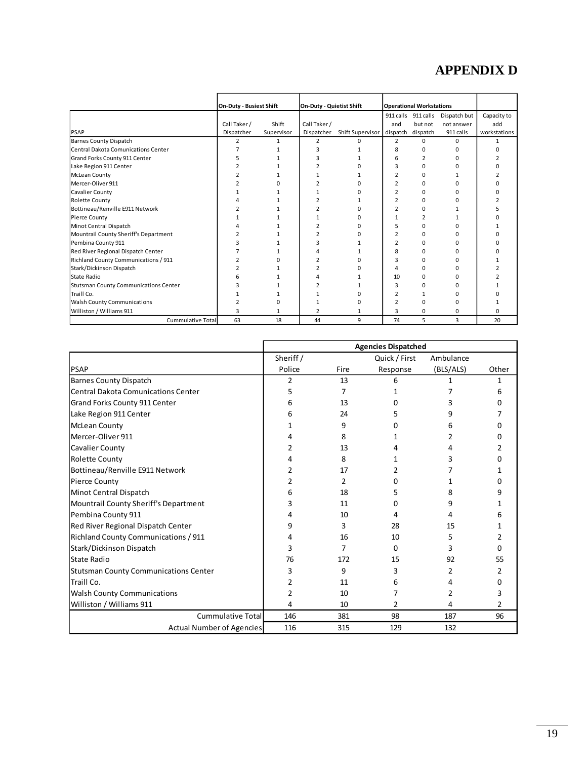# APPENDIX D

| PSAP | On-Duty - Busiest Shift | | On-Duty - Quietist Shift | | Operational Workstations | | | |
|---|---|---|---|---|---|---|---|---|
| | Call Taker / Dispatcher | Shift Supervisor | Call Taker / Dispatcher | Shift Supervisor | 911 calls and dispatch | 911 calls but not dispatch | Dispatch but not answer 911 calls | Capacity to add workstations |
| Barnes County Dispatch | 2 | 1 | 2 | 0 | 2 | 0 | 0 | 1 |
| Central Dakota Comunications Center | 7 | 1 | 3 | 1 | 8 | 0 | 0 | 0 |
| Grand Forks County 911 Center | 5 | 1 | 3 | 1 | 6 | 2 | 0 | 2 |
| Lake Region 911 Center | 2 | 1 | 2 | 0 | 3 | 0 | 0 | 0 |
| McLean County | 2 | 1 | 1 | 1 | 2 | 0 | 1 | 2 |
| Mercer-Oliver 911 | 2 | 0 | 2 | 0 | 2 | 0 | 0 | 0 |
| Cavalier County | 1 | 1 | 1 | 0 | 2 | 0 | 0 | 0 |
| Rolette County | 4 | 1 | 2 | 1 | 2 | 0 | 0 | 2 |
| Bottineau/Renville E911 Network | 2 | 1 | 2 | 0 | 2 | 0 | 1 | 5 |
| Pierce County | 1 | 1 | 1 | 0 | 1 | 2 | 1 | 0 |
| Minot Central Dispatch | 4 | 1 | 2 | 0 | 5 | 0 | 0 | 1 |
| Mountrail County Sheriff's Department | 2 | 1 | 2 | 0 | 2 | 0 | 0 | 0 |
| Pembina County 911 | 3 | 1 | 3 | 1 | 2 | 0 | 0 | 0 |
| Red River Regional Dispatch Center | 7 | 1 | 4 | 1 | 8 | 0 | 0 | 0 |
| Richland County Communications / 911 | 2 | 0 | 2 | 0 | 3 | 0 | 0 | 1 |
| Stark/Dickinson Dispatch | 2 | 1 | 2 | 0 | 4 | 0 | 0 | 2 |
| State Radio | 6 | 1 | 4 | 1 | 10 | 0 | 0 | 2 |
| Stutsman County Communications Center | 3 | 1 | 2 | 1 | 3 | 0 | 0 | 1 |
| Traill Co. | 1 | 1 | 1 | 0 | 2 | 1 | 0 | 0 |
| Walsh County Communications | 2 | 0 | 1 | 0 | 2 | 0 | 0 | 1 |
| Williston / Williams 911 | 3 | 1 | 2 | 1 | 3 | 0 | 0 | 0 |
| Cummulative Total | 63 | 18 | 44 | 9 | 74 | 5 | 3 | 20 |

| PSAP | Agencies Dispatched | | | | |
|---|---|---|---|---|---|
| | Sheriff / Police | Fire | Quick / First Response | Ambulance (BLS/ALS) | Other |
| Barnes County Dispatch | 2 | 13 | 6 | 1 | 1 |
| Central Dakota Comunications Center | 5 | 7 | 1 | 7 | 6 |
| Grand Forks County 911 Center | 6 | 13 | 0 | 3 | 0 |
| Lake Region 911 Center | 6 | 24 | 5 | 9 | 7 |
| McLean County | 1 | 9 | 0 | 6 | 0 |
| Mercer-Oliver 911 | 4 | 8 | 1 | 2 | 0 |
| Cavalier County | 2 | 13 | 4 | 4 | 2 |
| Rolette County | 4 | 8 | 1 | 3 | 0 |
| Bottineau/Renville E911 Network | 2 | 17 | 2 | 7 | 1 |
| Pierce County | 2 | 2 | 0 | 1 | 0 |
| Minot Central Dispatch | 6 | 18 | 5 | 8 | 9 |
| Mountrail County Sheriff's Department | 3 | 11 | 0 | 9 | 1 |
| Pembina County 911 | 4 | 10 | 4 | 4 | 6 |
| Red River Regional Dispatch Center | 9 | 3 | 28 | 15 | 1 |
| Richland County Communications / 911 | 4 | 16 | 10 | 5 | 2 |
| Stark/Dickinson Dispatch | 3 | 7 | 0 | 3 | 0 |
| State Radio | 76 | 172 | 15 | 92 | 55 |
| Stutsman County Communications Center | 3 | 9 | 3 | 2 | 2 |
| Traill Co. | 2 | 11 | 6 | 4 | 0 |
| Walsh County Communications | 2 | 10 | 7 | 2 | 3 |
| Williston / Williams 911 | 4 | 10 | 2 | 4 | 2 |
| Cummulative Total | 146 | 381 | 98 | 187 | 96 |
| Actual Number of Agencies | 116 | 315 | 129 | 132 | |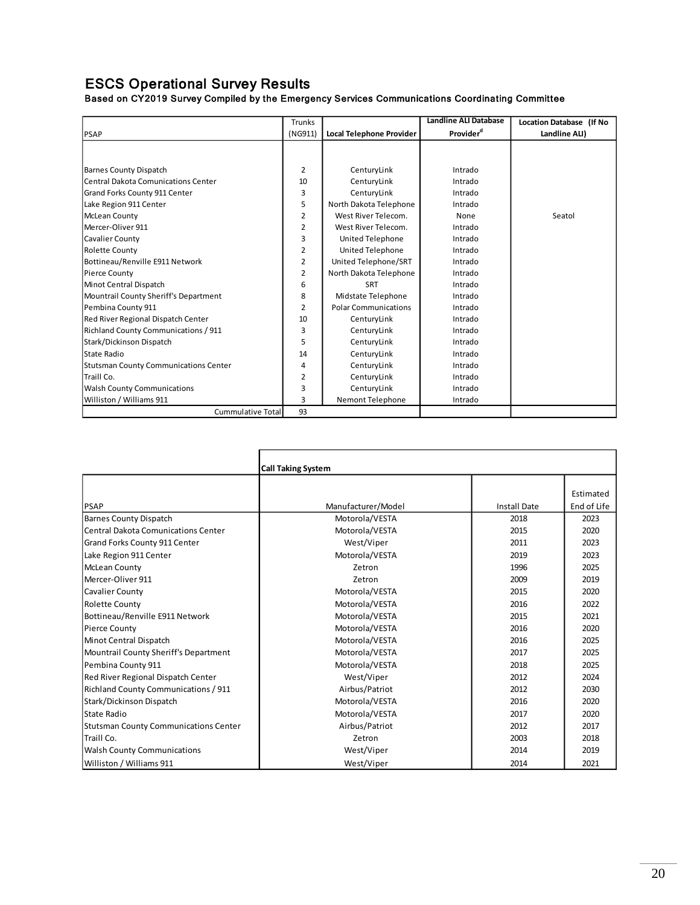## ESCS Operational Survey Results

**Based on CY2019 Survey Compiled by the Emergency Services Communications Coordinating Committee**

| PSAP | Trunks (NG911) | Local Telephone Provider | Landline ALI Database Provider[d] | Location Database (If No Landline ALI) |
|---|---|---|---|---|
| Barnes County Dispatch | 2 | CenturyLink | Intrado | |
| Central Dakota Comunications Center | 10 | CenturyLink | Intrado | |
| Grand Forks County 911 Center | 3 | CenturyLink | Intrado | |
| Lake Region 911 Center | 5 | North Dakota Telephone | Intrado | |
| McLean County | 2 | West River Telecom. | None | Seatol |
| Mercer-Oliver 911 | 2 | West River Telecom. | Intrado | |
| Cavalier County | 3 | United Telephone | Intrado | |
| Rolette County | 2 | United Telephone | Intrado | |
| Bottineau/Renville E911 Network | 2 | United Telephone/SRT | Intrado | |
| Pierce County | 2 | North Dakota Telephone | Intrado | |
| Minot Central Dispatch | 6 | SRT | Intrado | |
| Mountrail County Sheriff's Department | 8 | Midstate Telephone | Intrado | |
| Pembina County 911 | 2 | Polar Communications | Intrado | |
| Red River Regional Dispatch Center | 10 | CenturyLink | Intrado | |
| Richland County Communications / 911 | 3 | CenturyLink | Intrado | |
| Stark/Dickinson Dispatch | 5 | CenturyLink | Intrado | |
| State Radio | 14 | CenturyLink | Intrado | |
| Stutsman County Communications Center | 4 | CenturyLink | Intrado | |
| Traill Co. | 2 | CenturyLink | Intrado | |
| Walsh County Communications | 3 | CenturyLink | Intrado | |
| Williston / Williams 911 | 3 | Nemont Telephone | Intrado | |
| Cummulative Total | 93 | | | |

| PSAP | Call Taking System | | |
|---|---|---|---|
| | Manufacturer/Model | Install Date | Estimated End of Life |
| Barnes County Dispatch | Motorola/VESTA | 2018 | 2023 |
| Central Dakota Comunications Center | Motorola/VESTA | 2015 | 2020 |
| Grand Forks County 911 Center | West/Viper | 2011 | 2023 |
| Lake Region 911 Center | Motorola/VESTA | 2019 | 2023 |
| McLean County | Zetron | 1996 | 2025 |
| Mercer-Oliver 911 | Zetron | 2009 | 2019 |
| Cavalier County | Motorola/VESTA | 2015 | 2020 |
| Rolette County | Motorola/VESTA | 2016 | 2022 |
| Bottineau/Renville E911 Network | Motorola/VESTA | 2015 | 2021 |
| Pierce County | Motorola/VESTA | 2016 | 2020 |
| Minot Central Dispatch | Motorola/VESTA | 2016 | 2025 |
| Mountrail County Sheriff's Department | Motorola/VESTA | 2017 | 2025 |
| Pembina County 911 | Motorola/VESTA | 2018 | 2025 |
| Red River Regional Dispatch Center | West/Viper | 2012 | 2024 |
| Richland County Communications / 911 | Airbus/Patriot | 2012 | 2030 |
| Stark/Dickinson Dispatch | Motorola/VESTA | 2016 | 2020 |
| State Radio | Motorola/VESTA | 2017 | 2020 |
| Stutsman County Communications Center | Airbus/Patriot | 2012 | 2017 |
| Traill Co. | Zetron | 2003 | 2018 |
| Walsh County Communications | West/Viper | 2014 | 2019 |
| Williston / Williams 911 | West/Viper | 2014 | 2021 |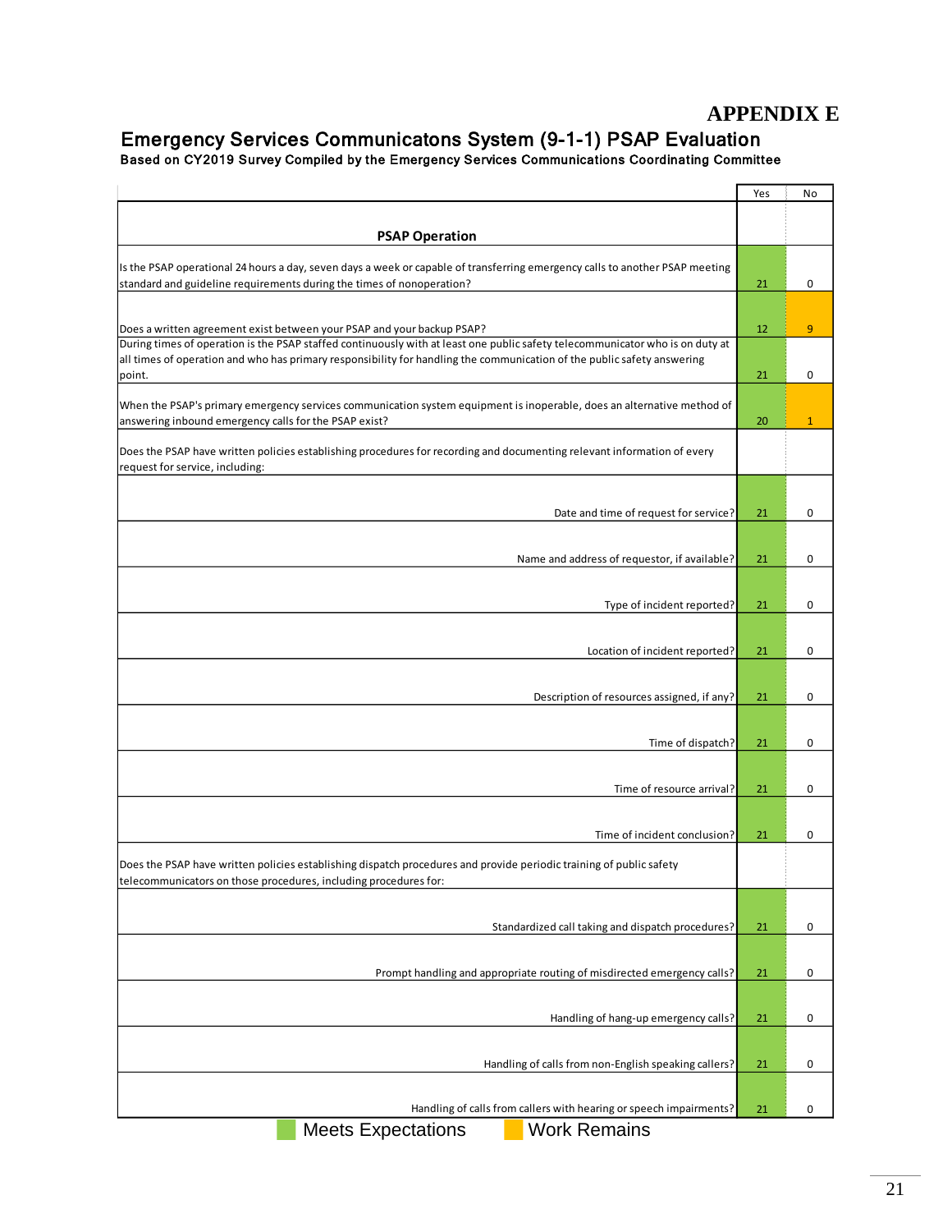# APPENDIX E

## Emergency Services Communicatons System (9-1-1) PSAP Evaluation

**Based on CY2019 Survey Compiled by the Emergency Services Communications Coordinating Committee**

| | Yes | No |
|---|---|---|
| **PSAP Operation** | | |
| Is the PSAP operational 24 hours a day, seven days a week or capable of transferring emergency calls to another PSAP meeting standard and guideline requirements during the times of nonoperation? | 21 | 0 |
| Does a written agreement exist between your PSAP and your backup PSAP? | 12 | 9 |
| During times of operation is the PSAP staffed continuously with at least one public safety telecommunicator who is on duty at all times of operation and who has primary responsibility for handling the communication of the public safety answering point. | 21 | 0 |
| When the PSAP's primary emergency services communication system equipment is inoperable, does an alternative method of answering inbound emergency calls for the PSAP exist? | 20 | 1 |
| Does the PSAP have written policies establishing procedures for recording and documenting relevant information of every request for service, including: | | |
| Date and time of request for service? | 21 | 0 |
| Name and address of requestor, if available? | 21 | 0 |
| Type of incident reported? | 21 | 0 |
| Location of incident reported? | 21 | 0 |
| Description of resources assigned, if any? | 21 | 0 |
| Time of dispatch? | 21 | 0 |
| Time of resource arrival? | 21 | 0 |
| Time of incident conclusion? | 21 | 0 |
| Does the PSAP have written policies establishing dispatch procedures and provide periodic training of public safety telecommunicators on those procedures, including procedures for: | | |
| Standardized call taking and dispatch procedures? | 21 | 0 |
| Prompt handling and appropriate routing of misdirected emergency calls? | 21 | 0 |
| Handling of hang-up emergency calls? | 21 | 0 |
| Handling of calls from non-English speaking callers? | 21 | 0 |
| Handling of calls from callers with hearing or speech impairments? | 21 | 0 |

Meets Expectations    Work Remains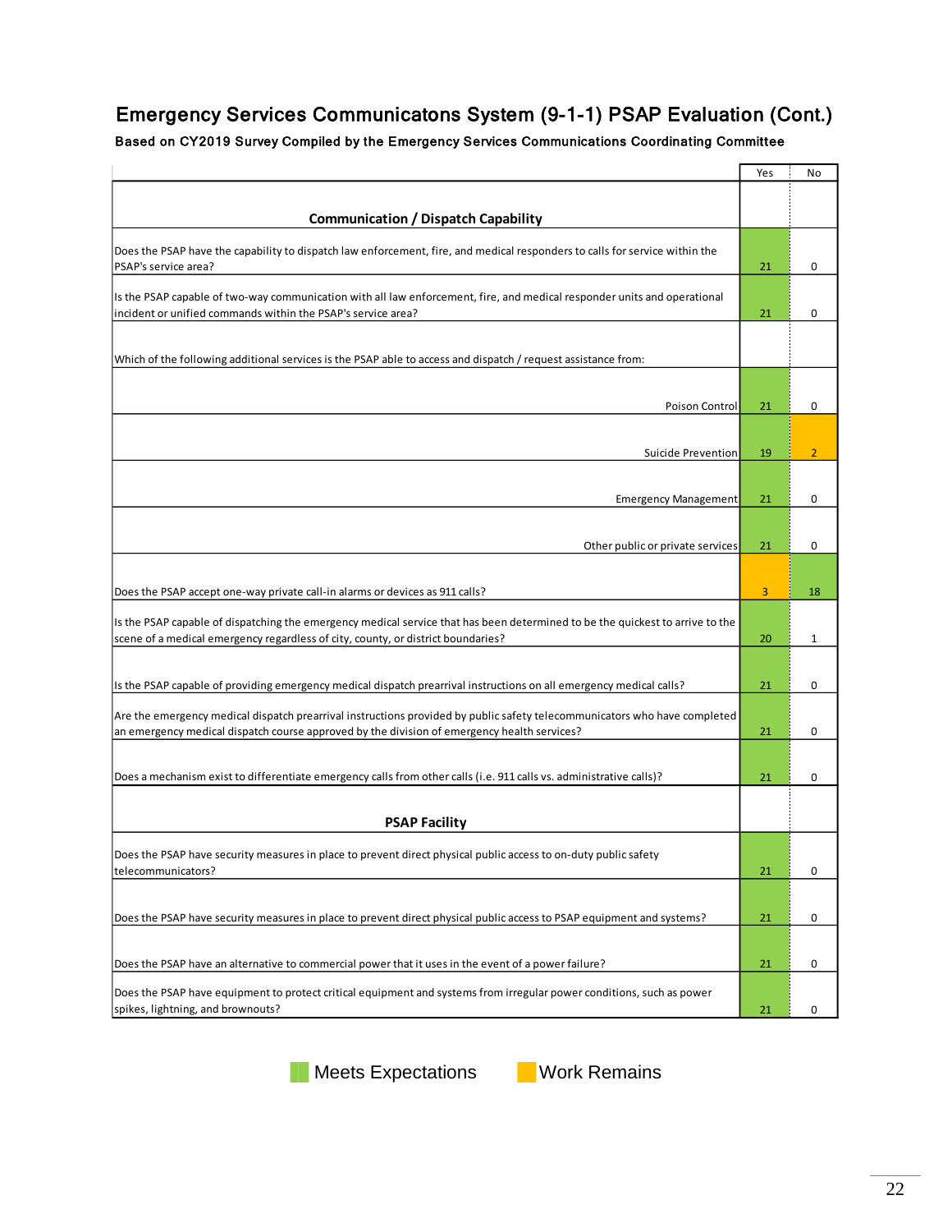# Emergency Services Communicatons System (9-1-1) PSAP Evaluation (Cont.)

**Based on CY2019 Survey Compiled by the Emergency Services Communications Coordinating Committee**

| | Yes | No |
|---|---|---|
| **Communication / Dispatch Capability** | | |
| Does the PSAP have the capability to dispatch law enforcement, fire, and medical responders to calls for service within the PSAP's service area? | 21 | 0 |
| Is the PSAP capable of two-way communication with all law enforcement, fire, and medical responder units and operational incident or unified commands within the PSAP's service area? | 21 | 0 |
| Which of the following additional services is the PSAP able to access and dispatch / request assistance from: | | |
| Poison Control | 21 | 0 |
| Suicide Prevention | 19 | 2 |
| Emergency Management | 21 | 0 |
| Other public or private services | 21 | 0 |
| Does the PSAP accept one-way private call-in alarms or devices as 911 calls? | 3 | 18 |
| Is the PSAP capable of dispatching the emergency medical service that has been determined to be the quickest to arrive to the scene of a medical emergency regardless of city, county, or district boundaries? | 20 | 1 |
| Is the PSAP capable of providing emergency medical dispatch prearrival instructions on all emergency medical calls? | 21 | 0 |
| Are the emergency medical dispatch prearrival instructions provided by public safety telecommunicators who have completed an emergency medical dispatch course approved by the division of emergency health services? | 21 | 0 |
| Does a mechanism exist to differentiate emergency calls from other calls (i.e. 911 calls vs. administrative calls)? | 21 | 0 |
| **PSAP Facility** | | |
| Does the PSAP have security measures in place to prevent direct physical public access to on-duty public safety telecommunicators? | 21 | 0 |
| Does the PSAP have security measures in place to prevent direct physical public access to PSAP equipment and systems? | 21 | 0 |
| Does the PSAP have an alternative to commercial power that it uses in the event of a power failure? | 21 | 0 |
| Does the PSAP have equipment to protect critical equipment and systems from irregular power conditions, such as power spikes, lightning, and brownouts? | 21 | 0 |

Meets Expectations    Work Remains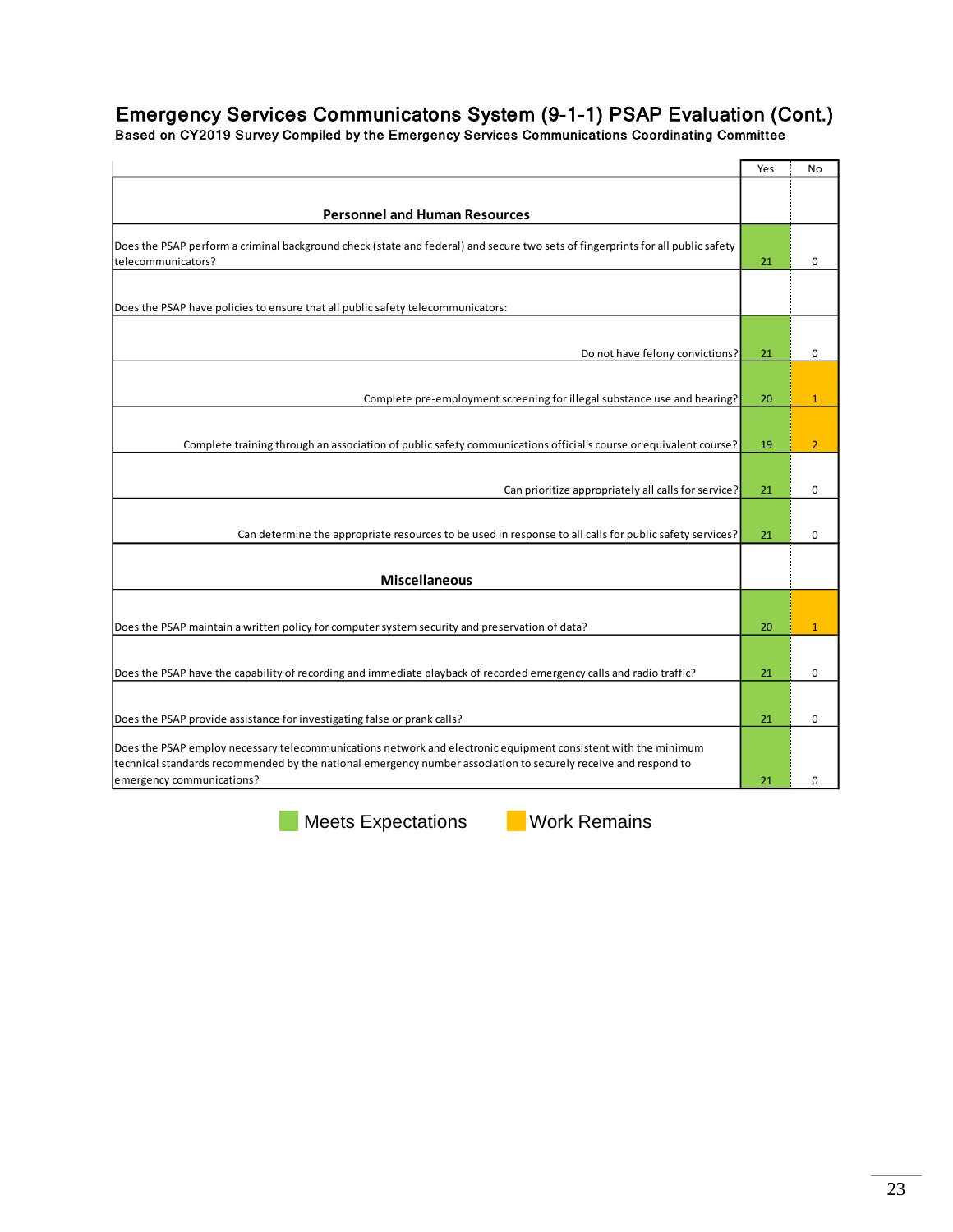# Emergency Services Communicatons System (9-1-1) PSAP Evaluation (Cont.)

**Based on CY2019 Survey Compiled by the Emergency Services Communications Coordinating Committee**

| | Yes | No |
|---|---|---|
| **Personnel and Human Resources** | | |
| Does the PSAP perform a criminal background check (state and federal) and secure two sets of fingerprints for all public safety telecommunicators? | 21 | 0 |
| Does the PSAP have policies to ensure that all public safety telecommunicators: | | |
| Do not have felony convictions? | 21 | 0 |
| Complete pre-employment screening for illegal substance use and hearing? | 20 | 1 |
| Complete training through an association of public safety communications official's course or equivalent course? | 19 | 2 |
| Can prioritize appropriately all calls for service? | 21 | 0 |
| Can determine the appropriate resources to be used in response to all calls for public safety services? | 21 | 0 |
| **Miscellaneous** | | |
| Does the PSAP maintain a written policy for computer system security and preservation of data? | 20 | 1 |
| Does the PSAP have the capability of recording and immediate playback of recorded emergency calls and radio traffic? | 21 | 0 |
| Does the PSAP provide assistance for investigating false or prank calls? | 21 | 0 |
| Does the PSAP employ necessary telecommunications network and electronic equipment consistent with the minimum technical standards recommended by the national emergency number association to securely receive and respond to emergency communications? | 21 | 0 |

Meets Expectations    Work Remains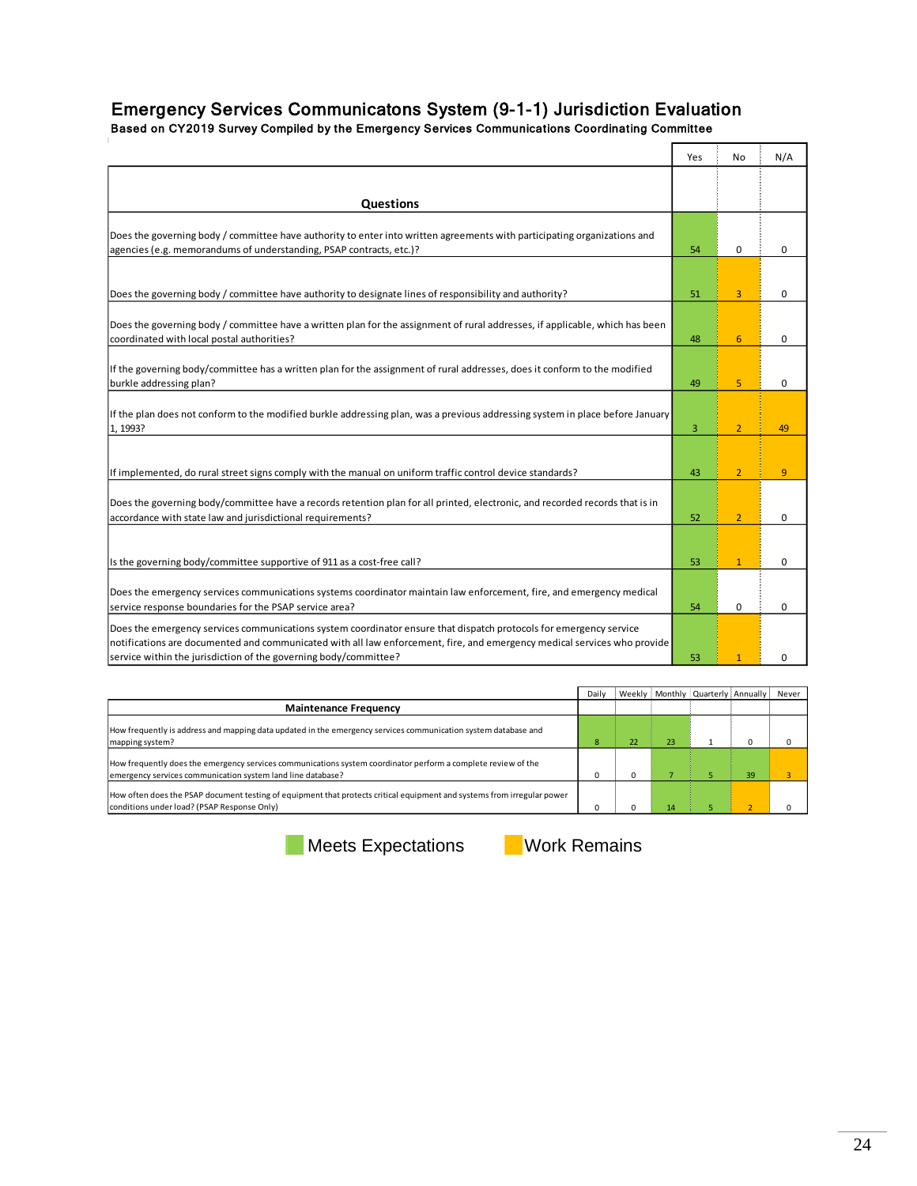# Emergency Services Communicatons System (9-1-1) Jurisdiction Evaluation

**Based on CY2019 Survey Compiled by the Emergency Services Communications Coordinating Committee**

| Questions | Yes | No | N/A |
|---|---|---|---|
| Does the governing body / committee have authority to enter into written agreements with participating organizations and agencies (e.g. memorandums of understanding, PSAP contracts, etc.)? | 54 | 0 | 0 |
| Does the governing body / committee have authority to designate lines of responsibility and authority? | 51 | 3 | 0 |
| Does the governing body / committee have a written plan for the assignment of rural addresses, if applicable, which has been coordinated with local postal authorities? | 48 | 6 | 0 |
| If the governing body/committee has a written plan for the assignment of rural addresses, does it conform to the modified burkle addressing plan? | 49 | 5 | 0 |
| If the plan does not conform to the modified burkle addressing plan, was a previous addressing system in place before January 1, 1993? | 3 | 2 | 49 |
| If implemented, do rural street signs comply with the manual on uniform traffic control device standards? | 43 | 2 | 9 |
| Does the governing body/committee have a records retention plan for all printed, electronic, and recorded records that is in accordance with state law and jurisdictional requirements? | 52 | 2 | 0 |
| Is the governing body/committee supportive of 911 as a cost-free call? | 53 | 1 | 0 |
| Does the emergency services communications systems coordinator maintain law enforcement, fire, and emergency medical service response boundaries for the PSAP service area? | 54 | 0 | 0 |
| Does the emergency services communications system coordinator ensure that dispatch protocols for emergency service notifications are documented and communicated with all law enforcement, fire, and emergency medical services who provide service within the jurisdiction of the governing body/committee? | 53 | 1 | 0 |

| Maintenance Frequency | Daily | Weekly | Monthly | Quarterly | Annually | Never |
|---|---|---|---|---|---|---|
| How frequently is address and mapping data updated in the emergency services communication system database and mapping system? | 8 | 22 | 23 | 1 | 0 | 0 |
| How frequently does the emergency services communications system coordinator perform a complete review of the emergency services communication system land line database? | 0 | 0 | 7 | 5 | 39 | 3 |
| How often does the PSAP document testing of equipment that protects critical equipment and systems from irregular power conditions under load? (PSAP Response Only) | 0 | 0 | 14 | 5 | 2 | 0 |

Meets Expectations    Work Remains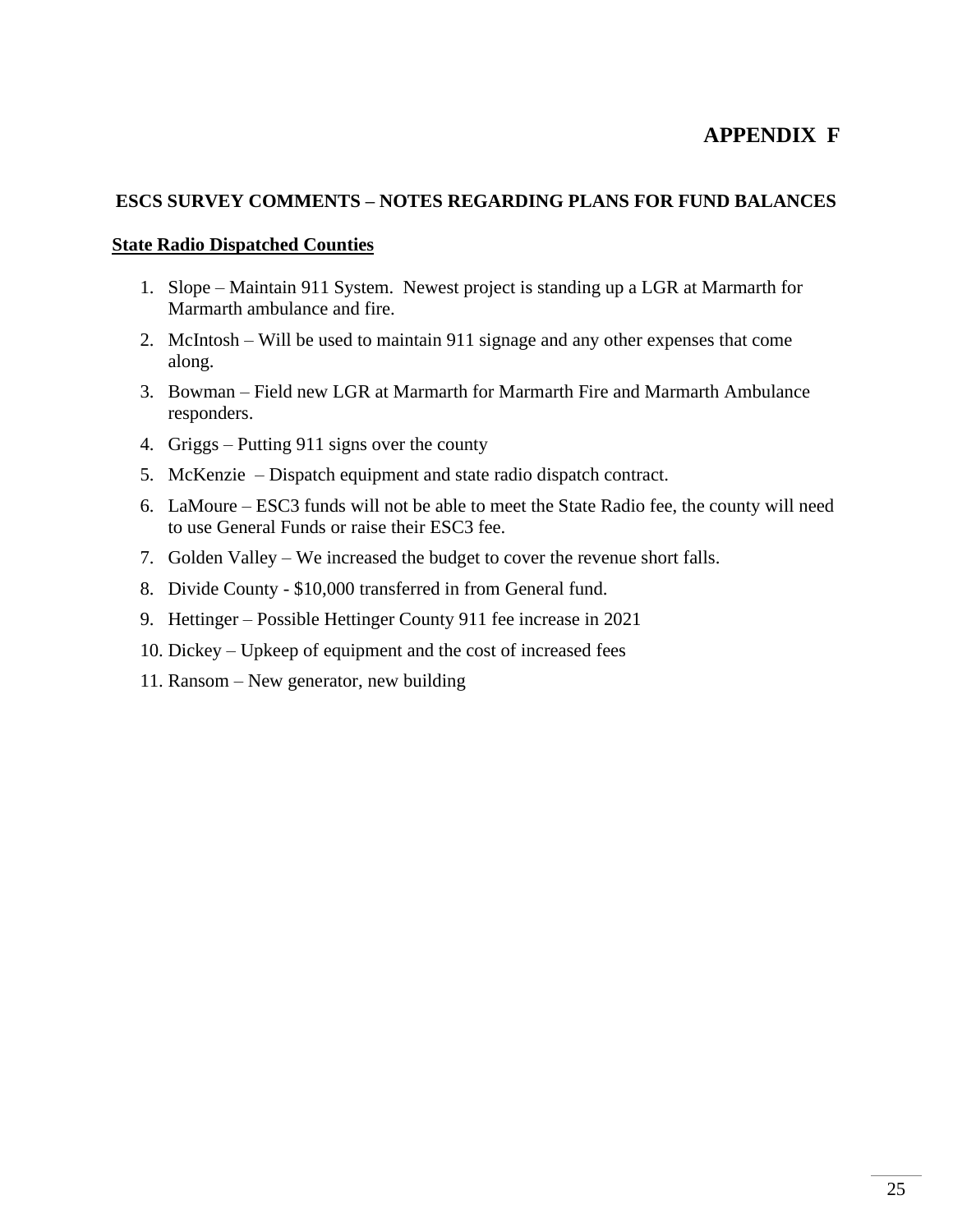# APPENDIX F

## ESCS SURVEY COMMENTS – NOTES REGARDING PLANS FOR FUND BALANCES

**State Radio Dispatched Counties**

1. Slope – Maintain 911 System. Newest project is standing up a LGR at Marmarth for Marmarth ambulance and fire.
2. McIntosh – Will be used to maintain 911 signage and any other expenses that come along.
3. Bowman – Field new LGR at Marmarth for Marmarth Fire and Marmarth Ambulance responders.
4. Griggs – Putting 911 signs over the county
5. McKenzie – Dispatch equipment and state radio dispatch contract.
6. LaMoure – ESC3 funds will not be able to meet the State Radio fee, the county will need to use General Funds or raise their ESC3 fee.
7. Golden Valley – We increased the budget to cover the revenue short falls.
8. Divide County - $10,000 transferred in from General fund.
9. Hettinger – Possible Hettinger County 911 fee increase in 2021
10. Dickey – Upkeep of equipment and the cost of increased fees
11. Ransom – New generator, new building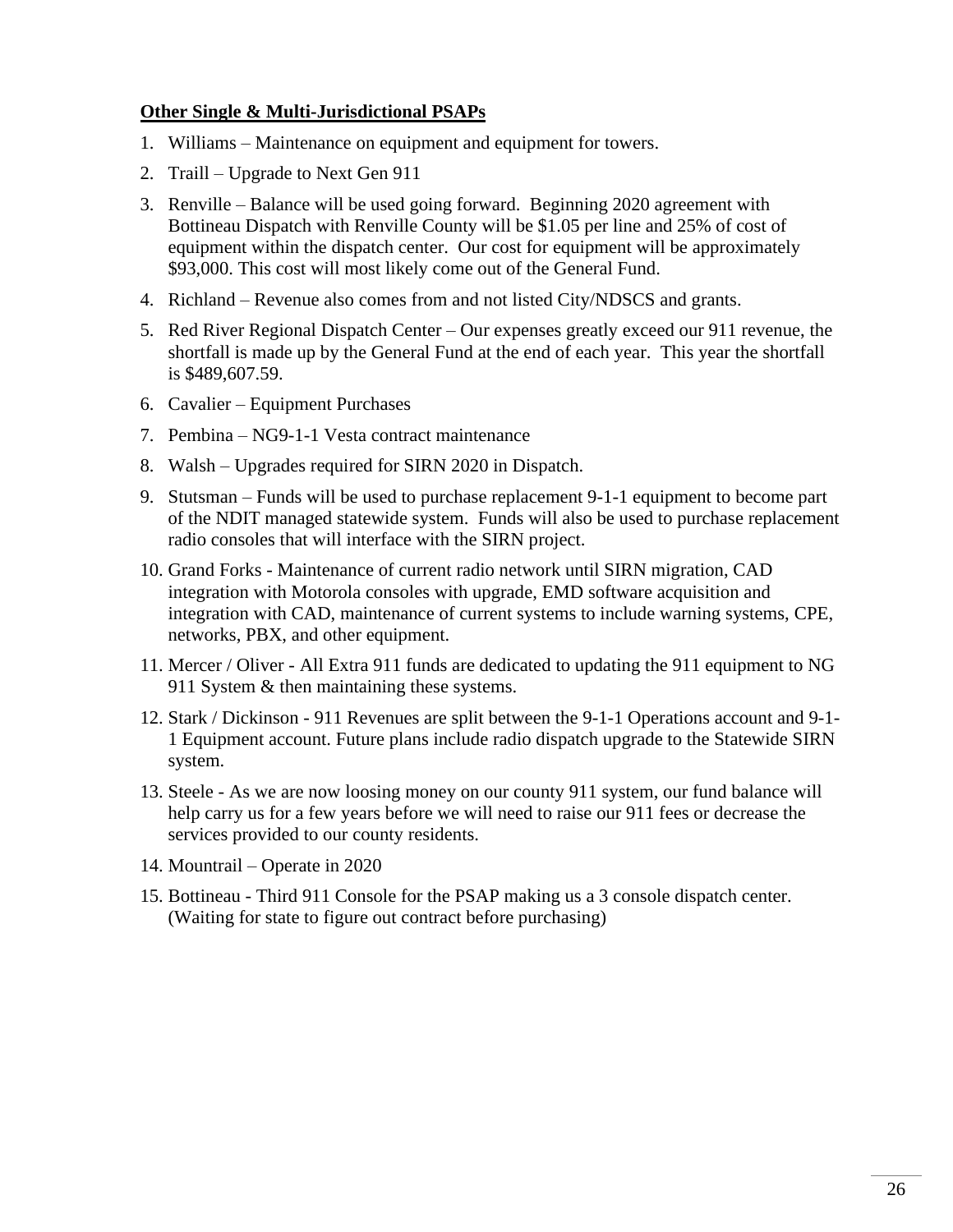**Other Single & Multi-Jurisdictional PSAPs**

1. Williams – Maintenance on equipment and equipment for towers.
2. Traill – Upgrade to Next Gen 911
3. Renville – Balance will be used going forward. Beginning 2020 agreement with Bottineau Dispatch with Renville County will be $1.05 per line and 25% of cost of equipment within the dispatch center. Our cost for equipment will be approximately $93,000. This cost will most likely come out of the General Fund.
4. Richland – Revenue also comes from and not listed City/NDSCS and grants.
5. Red River Regional Dispatch Center – Our expenses greatly exceed our 911 revenue, the shortfall is made up by the General Fund at the end of each year. This year the shortfall is $489,607.59.
6. Cavalier – Equipment Purchases
7. Pembina – NG9-1-1 Vesta contract maintenance
8. Walsh – Upgrades required for SIRN 2020 in Dispatch.
9. Stutsman – Funds will be used to purchase replacement 9-1-1 equipment to become part of the NDIT managed statewide system. Funds will also be used to purchase replacement radio consoles that will interface with the SIRN project.
10. Grand Forks - Maintenance of current radio network until SIRN migration, CAD integration with Motorola consoles with upgrade, EMD software acquisition and integration with CAD, maintenance of current systems to include warning systems, CPE, networks, PBX, and other equipment.
11. Mercer / Oliver - All Extra 911 funds are dedicated to updating the 911 equipment to NG 911 System & then maintaining these systems.
12. Stark / Dickinson - 911 Revenues are split between the 9-1-1 Operations account and 9-1-1 Equipment account. Future plans include radio dispatch upgrade to the Statewide SIRN system.
13. Steele - As we are now loosing money on our county 911 system, our fund balance will help carry us for a few years before we will need to raise our 911 fees or decrease the services provided to our county residents.
14. Mountrail – Operate in 2020
15. Bottineau - Third 911 Console for the PSAP making us a 3 console dispatch center. (Waiting for state to figure out contract before purchasing)